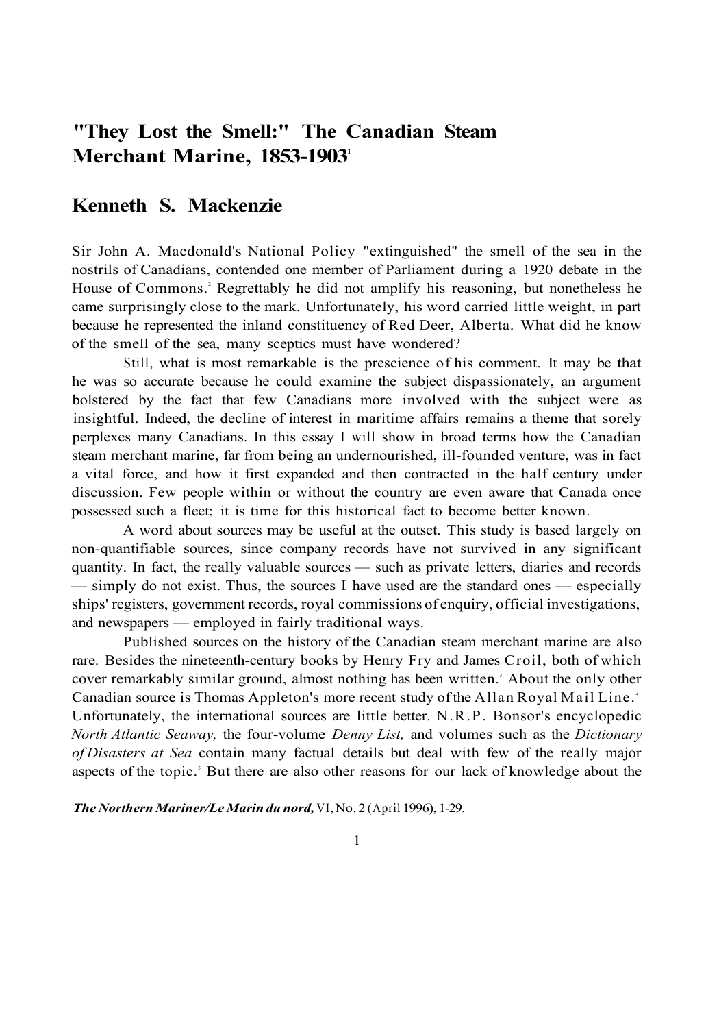# "They Lost the Smell:" The Canadian Steam Merchant Marine, 1853-1903[1]

## Kenneth S. Mackenzie

Sir John A. Macdonald's National Policy "extinguished" the smell of the sea in the nostrils of Canadians, contended one member of Parliament during a 1920 debate in the House of Commons.[2] Regrettably he did not amplify his reasoning, but nonetheless he came surprisingly close to the mark. Unfortunately, his word carried little weight, in part because he represented the inland constituency of Red Deer, Alberta. What did he know of the smell of the sea, many sceptics must have wondered?

Still, what is most remarkable is the prescience of his comment. It may be that he was so accurate because he could examine the subject dispassionately, an argument bolstered by the fact that few Canadians more involved with the subject were as insightful. Indeed, the decline of interest in maritime affairs remains a theme that sorely perplexes many Canadians. In this essay I will show in broad terms how the Canadian steam merchant marine, far from being an undernourished, ill-founded venture, was in fact a vital force, and how it first expanded and then contracted in the half century under discussion. Few people within or without the country are even aware that Canada once possessed such a fleet; it is time for this historical fact to become better known.

A word about sources may be useful at the outset. This study is based largely on non-quantifiable sources, since company records have not survived in any significant quantity. In fact, the really valuable sources — such as private letters, diaries and records — simply do not exist. Thus, the sources I have used are the standard ones — especially ships' registers, government records, royal commissions of enquiry, official investigations, and newspapers — employed in fairly traditional ways.

Published sources on the history of the Canadian steam merchant marine are also rare. Besides the nineteenth-century books by Henry Fry and James Croil, both of which cover remarkably similar ground, almost nothing has been written.[3] About the only other Canadian source is Thomas Appleton's more recent study of the Allan Royal Mail Line.[4] Unfortunately, the international sources are little better. N.R.P. Bonsor's encyclopedic *North Atlantic Seaway,* the four-volume *Denny List,* and volumes such as the *Dictionary of Disasters at Sea* contain many factual details but deal with few of the really major aspects of the topic.[5] But there are also other reasons for our lack of knowledge about the

***The Northern Mariner/Le Marin du nord,*** VI, No. 2 (April 1996), 1-29.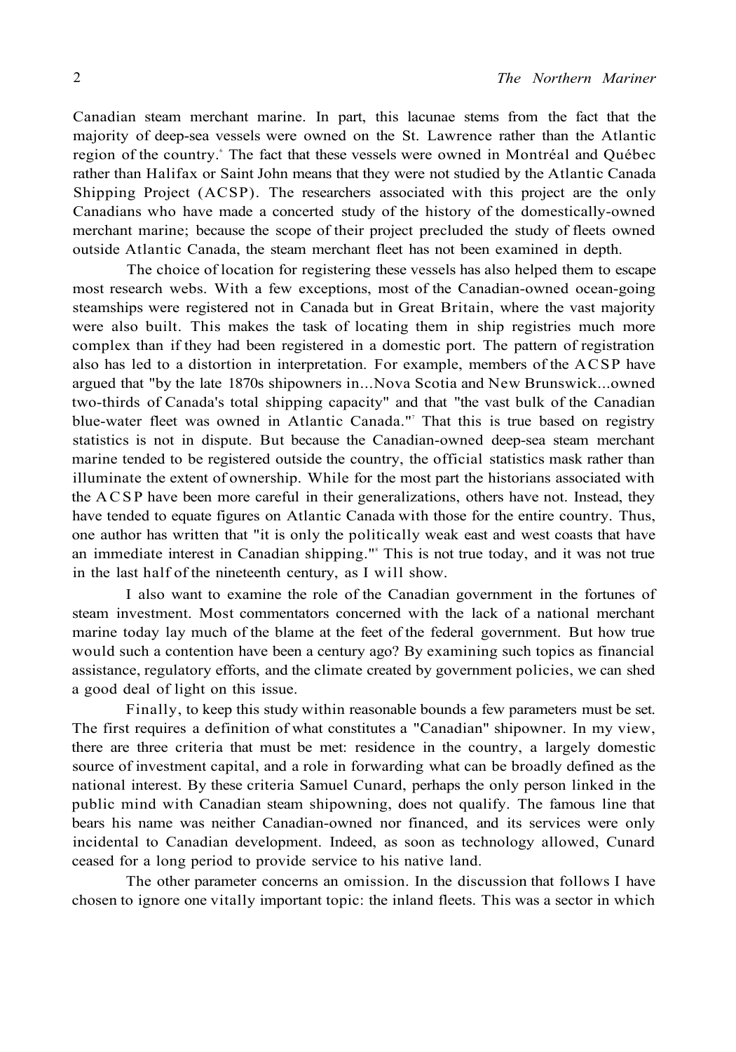Canadian steam merchant marine. In part, this lacunae stems from the fact that the majority of deep-sea vessels were owned on the St. Lawrence rather than the Atlantic region of the country.[6] The fact that these vessels were owned in Montréal and Québec rather than Halifax or Saint John means that they were not studied by the Atlantic Canada Shipping Project (ACSP). The researchers associated with this project are the only Canadians who have made a concerted study of the history of the domestically-owned merchant marine; because the scope of their project precluded the study of fleets owned outside Atlantic Canada, the steam merchant fleet has not been examined in depth.

The choice of location for registering these vessels has also helped them to escape most research webs. With a few exceptions, most of the Canadian-owned ocean-going steamships were registered not in Canada but in Great Britain, where the vast majority were also built. This makes the task of locating them in ship registries much more complex than if they had been registered in a domestic port. The pattern of registration also has led to a distortion in interpretation. For example, members of the ACSP have argued that "by the late 1870s shipowners in...Nova Scotia and New Brunswick...owned two-thirds of Canada's total shipping capacity" and that "the vast bulk of the Canadian blue-water fleet was owned in Atlantic Canada."[7] That this is true based on registry statistics is not in dispute. But because the Canadian-owned deep-sea steam merchant marine tended to be registered outside the country, the official statistics mask rather than illuminate the extent of ownership. While for the most part the historians associated with the ACSP have been more careful in their generalizations, others have not. Instead, they have tended to equate figures on Atlantic Canada with those for the entire country. Thus, one author has written that "it is only the politically weak east and west coasts that have an immediate interest in Canadian shipping."[8] This is not true today, and it was not true in the last half of the nineteenth century, as I will show.

I also want to examine the role of the Canadian government in the fortunes of steam investment. Most commentators concerned with the lack of a national merchant marine today lay much of the blame at the feet of the federal government. But how true would such a contention have been a century ago? By examining such topics as financial assistance, regulatory efforts, and the climate created by government policies, we can shed a good deal of light on this issue.

Finally, to keep this study within reasonable bounds a few parameters must be set. The first requires a definition of what constitutes a "Canadian" shipowner. In my view, there are three criteria that must be met: residence in the country, a largely domestic source of investment capital, and a role in forwarding what can be broadly defined as the national interest. By these criteria Samuel Cunard, perhaps the only person linked in the public mind with Canadian steam shipowning, does not qualify. The famous line that bears his name was neither Canadian-owned nor financed, and its services were only incidental to Canadian development. Indeed, as soon as technology allowed, Cunard ceased for a long period to provide service to his native land.

The other parameter concerns an omission. In the discussion that follows I have chosen to ignore one vitally important topic: the inland fleets. This was a sector in which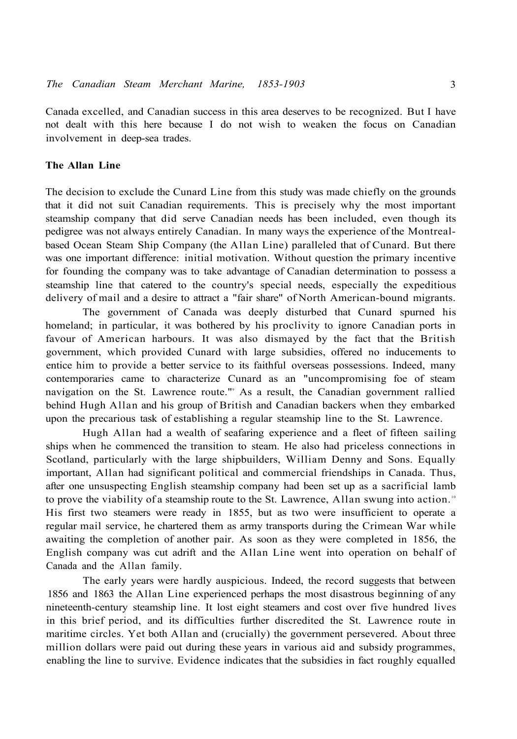Canada excelled, and Canadian success in this area deserves to be recognized. But I have not dealt with this here because I do not wish to weaken the focus on Canadian involvement in deep-sea trades.

## The Allan Line

The decision to exclude the Cunard Line from this study was made chiefly on the grounds that it did not suit Canadian requirements. This is precisely why the most important steamship company that did serve Canadian needs has been included, even though its pedigree was not always entirely Canadian. In many ways the experience of the Montreal-based Ocean Steam Ship Company (the Allan Line) paralleled that of Cunard. But there was one important difference: initial motivation. Without question the primary incentive for founding the company was to take advantage of Canadian determination to possess a steamship line that catered to the country's special needs, especially the expeditious delivery of mail and a desire to attract a "fair share" of North American-bound migrants.

The government of Canada was deeply disturbed that Cunard spurned his homeland; in particular, it was bothered by his proclivity to ignore Canadian ports in favour of American harbours. It was also dismayed by the fact that the British government, which provided Cunard with large subsidies, offered no inducements to entice him to provide a better service to its faithful overseas possessions. Indeed, many contemporaries came to characterize Cunard as an "uncompromising foe of steam navigation on the St. Lawrence route."[9] As a result, the Canadian government rallied behind Hugh Allan and his group of British and Canadian backers when they embarked upon the precarious task of establishing a regular steamship line to the St. Lawrence.

Hugh Allan had a wealth of seafaring experience and a fleet of fifteen sailing ships when he commenced the transition to steam. He also had priceless connections in Scotland, particularly with the large shipbuilders, William Denny and Sons. Equally important, Allan had significant political and commercial friendships in Canada. Thus, after one unsuspecting English steamship company had been set up as a sacrificial lamb to prove the viability of a steamship route to the St. Lawrence, Allan swung into action.[10] His first two steamers were ready in 1855, but as two were insufficient to operate a regular mail service, he chartered them as army transports during the Crimean War while awaiting the completion of another pair. As soon as they were completed in 1856, the English company was cut adrift and the Allan Line went into operation on behalf of Canada and the Allan family.

The early years were hardly auspicious. Indeed, the record suggests that between 1856 and 1863 the Allan Line experienced perhaps the most disastrous beginning of any nineteenth-century steamship line. It lost eight steamers and cost over five hundred lives in this brief period, and its difficulties further discredited the St. Lawrence route in maritime circles. Yet both Allan and (crucially) the government persevered. About three million dollars were paid out during these years in various aid and subsidy programmes, enabling the line to survive. Evidence indicates that the subsidies in fact roughly equalled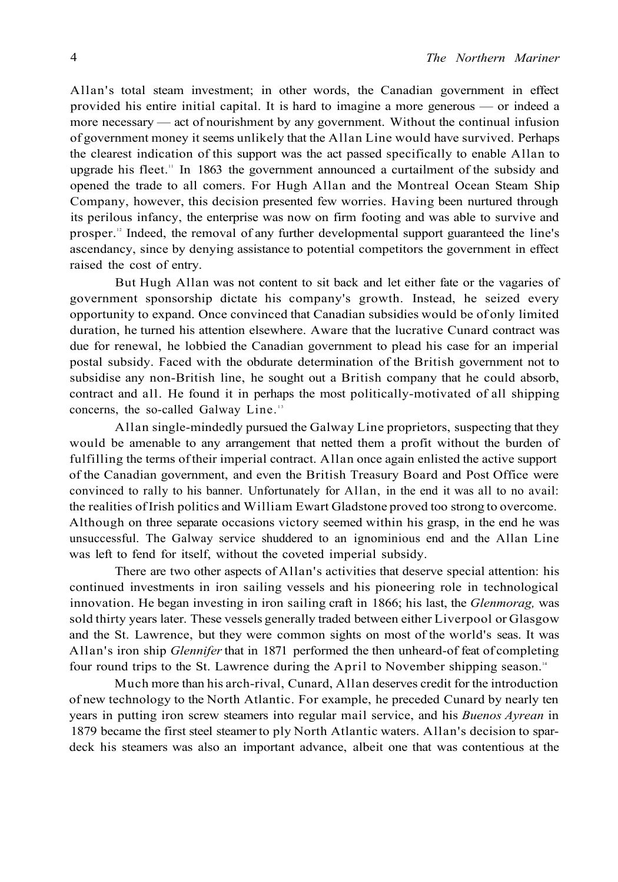Allan's total steam investment; in other words, the Canadian government in effect provided his entire initial capital. It is hard to imagine a more generous — or indeed a more necessary — act of nourishment by any government. Without the continual infusion of government money it seems unlikely that the Allan Line would have survived. Perhaps the clearest indication of this support was the act passed specifically to enable Allan to upgrade his fleet.[11] In 1863 the government announced a curtailment of the subsidy and opened the trade to all comers. For Hugh Allan and the Montreal Ocean Steam Ship Company, however, this decision presented few worries. Having been nurtured through its perilous infancy, the enterprise was now on firm footing and was able to survive and prosper.[12] Indeed, the removal of any further developmental support guaranteed the line's ascendancy, since by denying assistance to potential competitors the government in effect raised the cost of entry.

But Hugh Allan was not content to sit back and let either fate or the vagaries of government sponsorship dictate his company's growth. Instead, he seized every opportunity to expand. Once convinced that Canadian subsidies would be of only limited duration, he turned his attention elsewhere. Aware that the lucrative Cunard contract was due for renewal, he lobbied the Canadian government to plead his case for an imperial postal subsidy. Faced with the obdurate determination of the British government not to subsidise any non-British line, he sought out a British company that he could absorb, contract and all. He found it in perhaps the most politically-motivated of all shipping concerns, the so-called Galway Line.[13]

Allan single-mindedly pursued the Galway Line proprietors, suspecting that they would be amenable to any arrangement that netted them a profit without the burden of fulfilling the terms of their imperial contract. Allan once again enlisted the active support of the Canadian government, and even the British Treasury Board and Post Office were convinced to rally to his banner. Unfortunately for Allan, in the end it was all to no avail: the realities of Irish politics and William Ewart Gladstone proved too strong to overcome. Although on three separate occasions victory seemed within his grasp, in the end he was unsuccessful. The Galway service shuddered to an ignominious end and the Allan Line was left to fend for itself, without the coveted imperial subsidy.

There are two other aspects of Allan's activities that deserve special attention: his continued investments in iron sailing vessels and his pioneering role in technological innovation. He began investing in iron sailing craft in 1866; his last, the *Glenmorag,* was sold thirty years later. These vessels generally traded between either Liverpool or Glasgow and the St. Lawrence, but they were common sights on most of the world's seas. It was Allan's iron ship *Glennifer* that in 1871 performed the then unheard-of feat of completing four round trips to the St. Lawrence during the April to November shipping season.[14]

Much more than his arch-rival, Cunard, Allan deserves credit for the introduction of new technology to the North Atlantic. For example, he preceded Cunard by nearly ten years in putting iron screw steamers into regular mail service, and his *Buenos Ayrean* in 1879 became the first steel steamer to ply North Atlantic waters. Allan's decision to spar-deck his steamers was also an important advance, albeit one that was contentious at the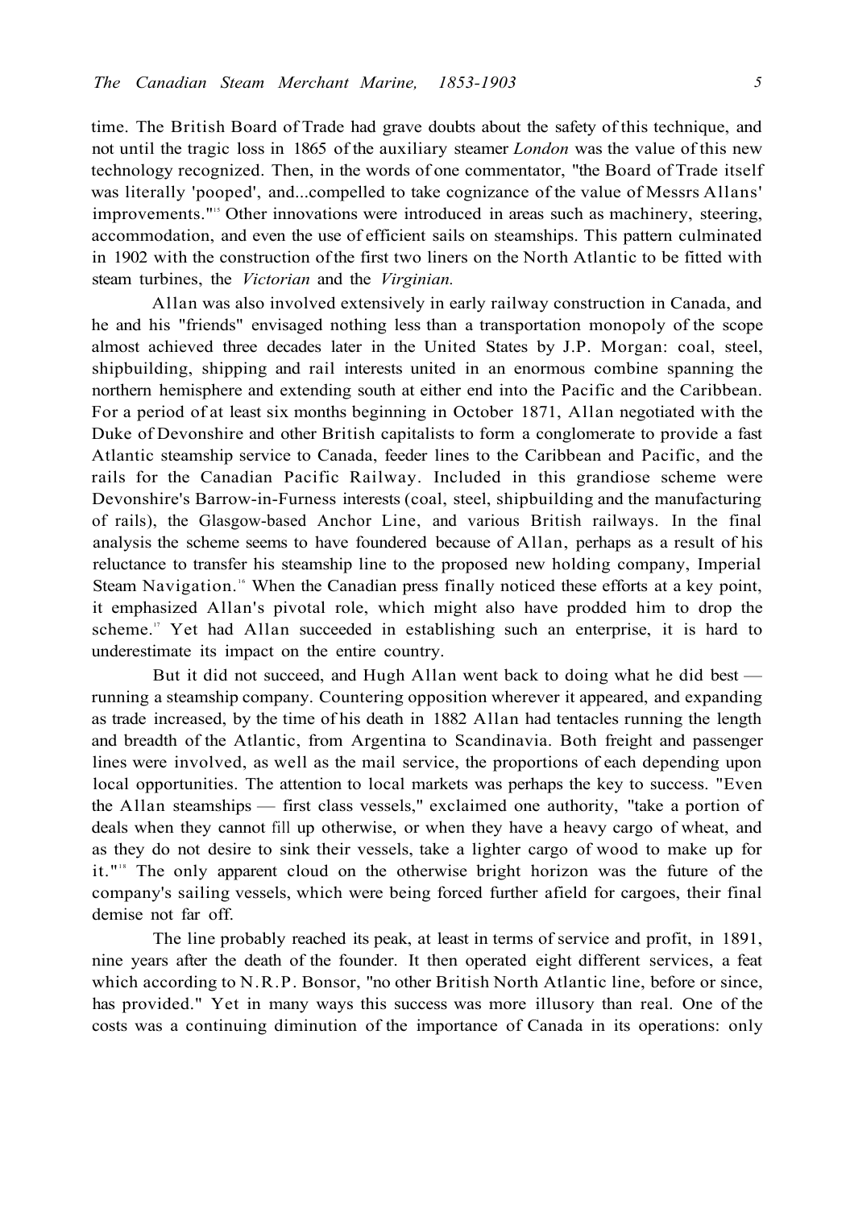time. The British Board of Trade had grave doubts about the safety of this technique, and not until the tragic loss in 1865 of the auxiliary steamer *London* was the value of this new technology recognized. Then, in the words of one commentator, "the Board of Trade itself was literally 'pooped', and...compelled to take cognizance of the value of Messrs Allans' improvements."[15] Other innovations were introduced in areas such as machinery, steering, accommodation, and even the use of efficient sails on steamships. This pattern culminated in 1902 with the construction of the first two liners on the North Atlantic to be fitted with steam turbines, the *Victorian* and the *Virginian.*

Allan was also involved extensively in early railway construction in Canada, and he and his "friends" envisaged nothing less than a transportation monopoly of the scope almost achieved three decades later in the United States by J.P. Morgan: coal, steel, shipbuilding, shipping and rail interests united in an enormous combine spanning the northern hemisphere and extending south at either end into the Pacific and the Caribbean. For a period of at least six months beginning in October 1871, Allan negotiated with the Duke of Devonshire and other British capitalists to form a conglomerate to provide a fast Atlantic steamship service to Canada, feeder lines to the Caribbean and Pacific, and the rails for the Canadian Pacific Railway. Included in this grandiose scheme were Devonshire's Barrow-in-Furness interests (coal, steel, shipbuilding and the manufacturing of rails), the Glasgow-based Anchor Line, and various British railways. In the final analysis the scheme seems to have foundered because of Allan, perhaps as a result of his reluctance to transfer his steamship line to the proposed new holding company, Imperial Steam Navigation.[16] When the Canadian press finally noticed these efforts at a key point, it emphasized Allan's pivotal role, which might also have prodded him to drop the scheme.[17] Yet had Allan succeeded in establishing such an enterprise, it is hard to underestimate its impact on the entire country.

But it did not succeed, and Hugh Allan went back to doing what he did best — running a steamship company. Countering opposition wherever it appeared, and expanding as trade increased, by the time of his death in 1882 Allan had tentacles running the length and breadth of the Atlantic, from Argentina to Scandinavia. Both freight and passenger lines were involved, as well as the mail service, the proportions of each depending upon local opportunities. The attention to local markets was perhaps the key to success. "Even the Allan steamships — first class vessels," exclaimed one authority, "take a portion of deals when they cannot fill up otherwise, or when they have a heavy cargo of wheat, and as they do not desire to sink their vessels, take a lighter cargo of wood to make up for it."[18] The only apparent cloud on the otherwise bright horizon was the future of the company's sailing vessels, which were being forced further afield for cargoes, their final demise not far off.

The line probably reached its peak, at least in terms of service and profit, in 1891, nine years after the death of the founder. It then operated eight different services, a feat which according to N.R.P. Bonsor, "no other British North Atlantic line, before or since, has provided." Yet in many ways this success was more illusory than real. One of the costs was a continuing diminution of the importance of Canada in its operations: only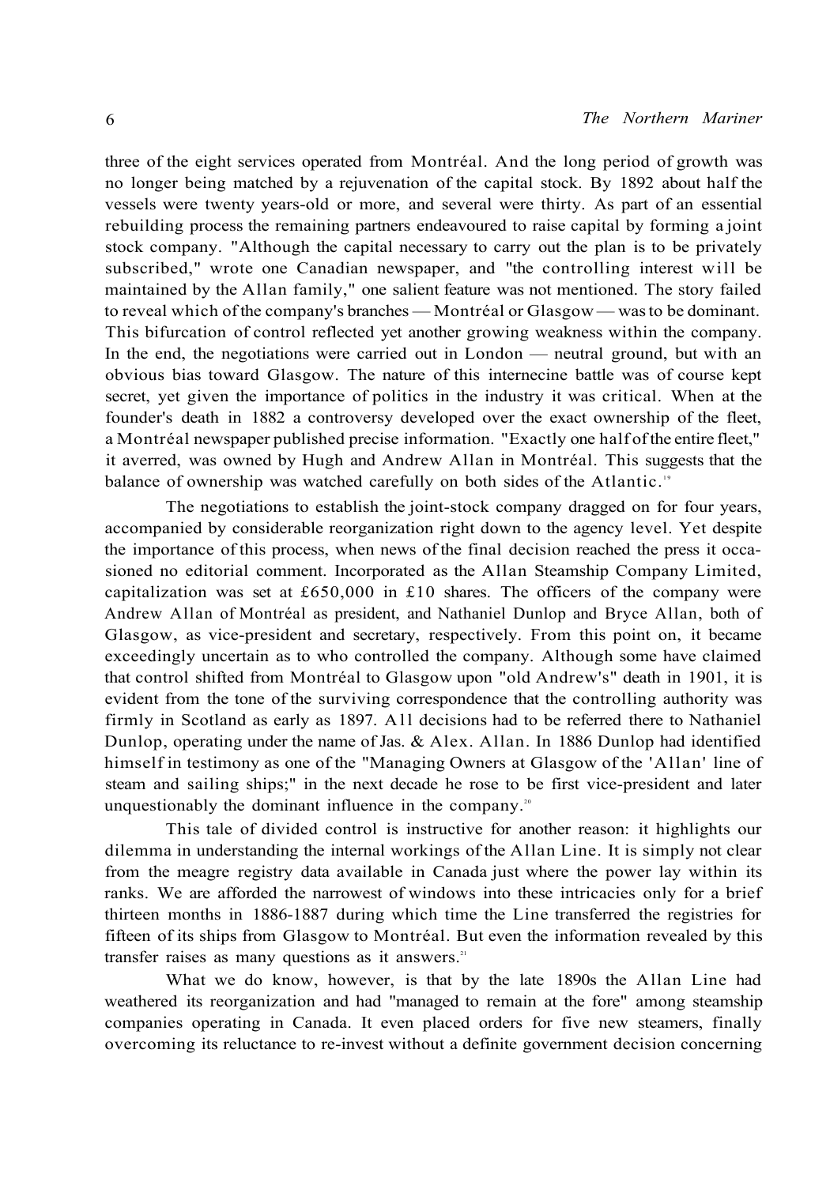three of the eight services operated from Montréal. And the long period of growth was no longer being matched by a rejuvenation of the capital stock. By 1892 about half the vessels were twenty years-old or more, and several were thirty. As part of an essential rebuilding process the remaining partners endeavoured to raise capital by forming a joint stock company. "Although the capital necessary to carry out the plan is to be privately subscribed," wrote one Canadian newspaper, and "the controlling interest will be maintained by the Allan family," one salient feature was not mentioned. The story failed to reveal which of the company's branches — Montréal or Glasgow — was to be dominant. This bifurcation of control reflected yet another growing weakness within the company. In the end, the negotiations were carried out in London — neutral ground, but with an obvious bias toward Glasgow. The nature of this internecine battle was of course kept secret, yet given the importance of politics in the industry it was critical. When at the founder's death in 1882 a controversy developed over the exact ownership of the fleet, a Montréal newspaper published precise information. "Exactly one half of the entire fleet," it averred, was owned by Hugh and Andrew Allan in Montréal. This suggests that the balance of ownership was watched carefully on both sides of the Atlantic.[19]

The negotiations to establish the joint-stock company dragged on for four years, accompanied by considerable reorganization right down to the agency level. Yet despite the importance of this process, when news of the final decision reached the press it occasioned no editorial comment. Incorporated as the Allan Steamship Company Limited, capitalization was set at £650,000 in £10 shares. The officers of the company were Andrew Allan of Montréal as president, and Nathaniel Dunlop and Bryce Allan, both of Glasgow, as vice-president and secretary, respectively. From this point on, it became exceedingly uncertain as to who controlled the company. Although some have claimed that control shifted from Montréal to Glasgow upon "old Andrew's" death in 1901, it is evident from the tone of the surviving correspondence that the controlling authority was firmly in Scotland as early as 1897. All decisions had to be referred there to Nathaniel Dunlop, operating under the name of Jas. & Alex. Allan. In 1886 Dunlop had identified himself in testimony as one of the "Managing Owners at Glasgow of the 'Allan' line of steam and sailing ships;" in the next decade he rose to be first vice-president and later unquestionably the dominant influence in the company.[20]

This tale of divided control is instructive for another reason: it highlights our dilemma in understanding the internal workings of the Allan Line. It is simply not clear from the meagre registry data available in Canada just where the power lay within its ranks. We are afforded the narrowest of windows into these intricacies only for a brief thirteen months in 1886-1887 during which time the Line transferred the registries for fifteen of its ships from Glasgow to Montréal. But even the information revealed by this transfer raises as many questions as it answers.[21]

What we do know, however, is that by the late 1890s the Allan Line had weathered its reorganization and had "managed to remain at the fore" among steamship companies operating in Canada. It even placed orders for five new steamers, finally overcoming its reluctance to re-invest without a definite government decision concerning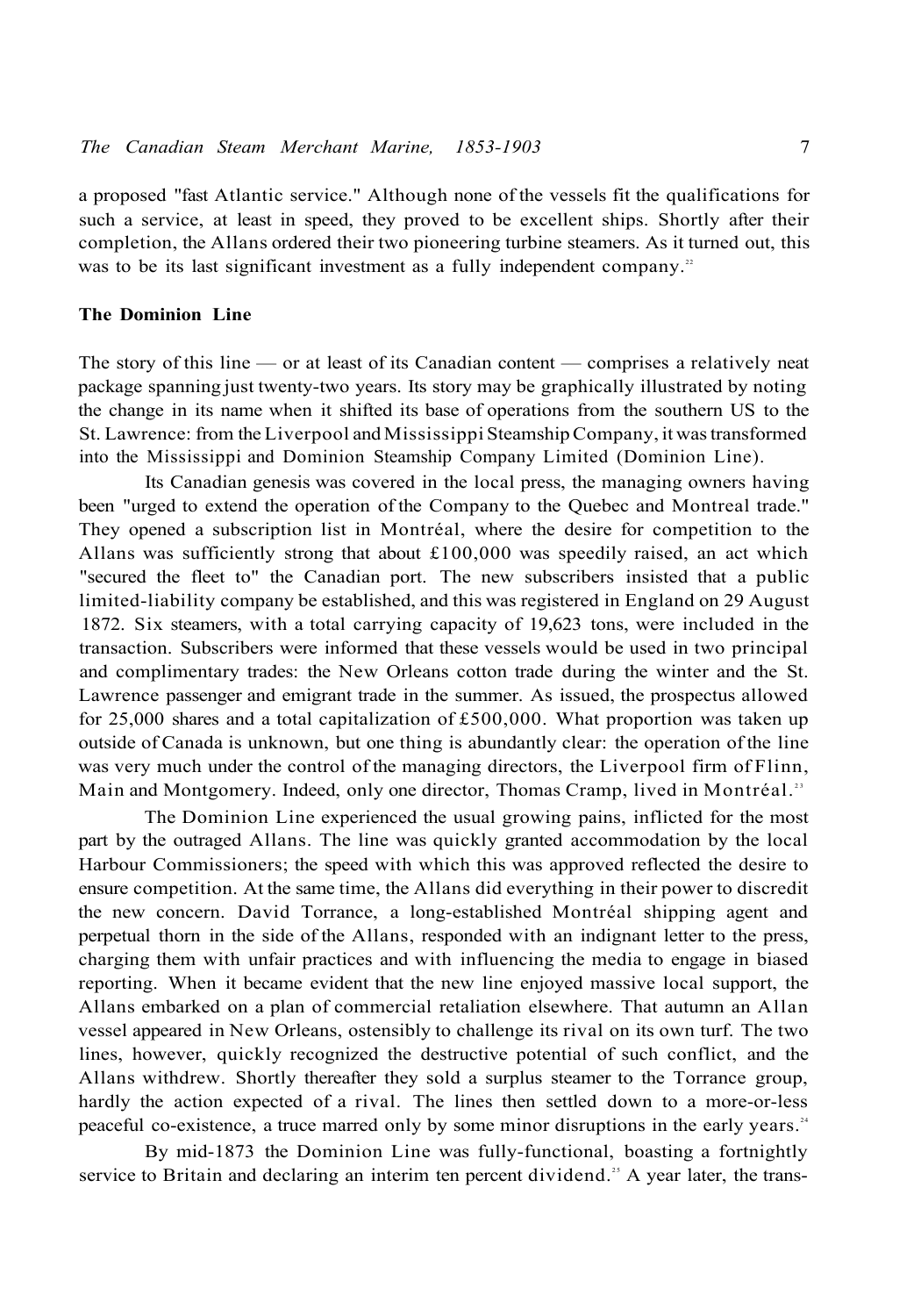a proposed "fast Atlantic service." Although none of the vessels fit the qualifications for such a service, at least in speed, they proved to be excellent ships. Shortly after their completion, the Allans ordered their two pioneering turbine steamers. As it turned out, this was to be its last significant investment as a fully independent company.[22]

### The Dominion Line

The story of this line — or at least of its Canadian content — comprises a relatively neat package spanning just twenty-two years. Its story may be graphically illustrated by noting the change in its name when it shifted its base of operations from the southern US to the St. Lawrence: from the Liverpool and Mississippi Steamship Company, it was transformed into the Mississippi and Dominion Steamship Company Limited (Dominion Line).

Its Canadian genesis was covered in the local press, the managing owners having been "urged to extend the operation of the Company to the Quebec and Montreal trade." They opened a subscription list in Montréal, where the desire for competition to the Allans was sufficiently strong that about £100,000 was speedily raised, an act which "secured the fleet to" the Canadian port. The new subscribers insisted that a public limited-liability company be established, and this was registered in England on 29 August 1872. Six steamers, with a total carrying capacity of 19,623 tons, were included in the transaction. Subscribers were informed that these vessels would be used in two principal and complimentary trades: the New Orleans cotton trade during the winter and the St. Lawrence passenger and emigrant trade in the summer. As issued, the prospectus allowed for 25,000 shares and a total capitalization of £500,000. What proportion was taken up outside of Canada is unknown, but one thing is abundantly clear: the operation of the line was very much under the control of the managing directors, the Liverpool firm of Flinn, Main and Montgomery. Indeed, only one director, Thomas Cramp, lived in Montréal.[23]

The Dominion Line experienced the usual growing pains, inflicted for the most part by the outraged Allans. The line was quickly granted accommodation by the local Harbour Commissioners; the speed with which this was approved reflected the desire to ensure competition. At the same time, the Allans did everything in their power to discredit the new concern. David Torrance, a long-established Montréal shipping agent and perpetual thorn in the side of the Allans, responded with an indignant letter to the press, charging them with unfair practices and with influencing the media to engage in biased reporting. When it became evident that the new line enjoyed massive local support, the Allans embarked on a plan of commercial retaliation elsewhere. That autumn an Allan vessel appeared in New Orleans, ostensibly to challenge its rival on its own turf. The two lines, however, quickly recognized the destructive potential of such conflict, and the Allans withdrew. Shortly thereafter they sold a surplus steamer to the Torrance group, hardly the action expected of a rival. The lines then settled down to a more-or-less peaceful co-existence, a truce marred only by some minor disruptions in the early years.[24]

By mid-1873 the Dominion Line was fully-functional, boasting a fortnightly service to Britain and declaring an interim ten percent dividend.[25] A year later, the trans-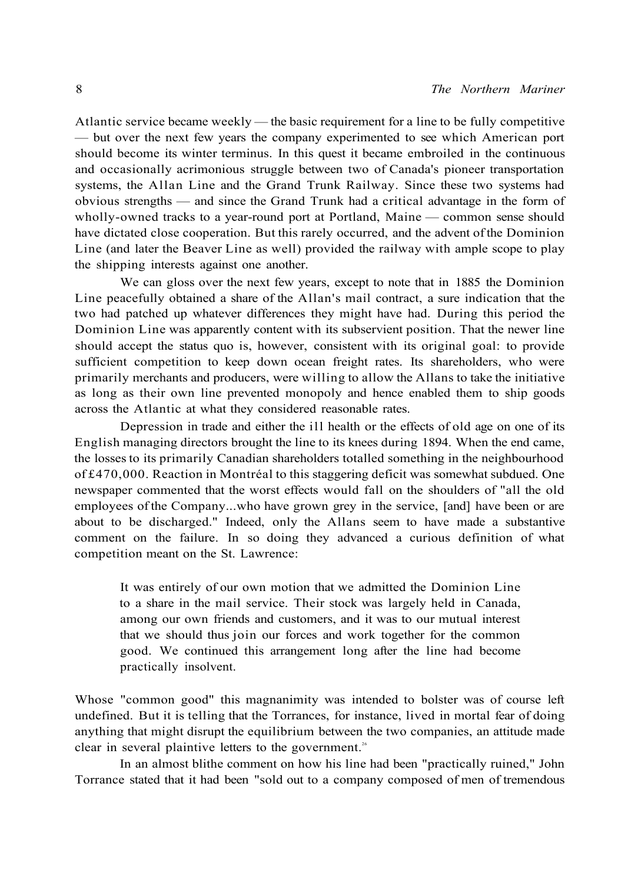Atlantic service became weekly — the basic requirement for a line to be fully competitive — but over the next few years the company experimented to see which American port should become its winter terminus. In this quest it became embroiled in the continuous and occasionally acrimonious struggle between two of Canada's pioneer transportation systems, the Allan Line and the Grand Trunk Railway. Since these two systems had obvious strengths — and since the Grand Trunk had a critical advantage in the form of wholly-owned tracks to a year-round port at Portland, Maine — common sense should have dictated close cooperation. But this rarely occurred, and the advent of the Dominion Line (and later the Beaver Line as well) provided the railway with ample scope to play the shipping interests against one another.

We can gloss over the next few years, except to note that in 1885 the Dominion Line peacefully obtained a share of the Allan's mail contract, a sure indication that the two had patched up whatever differences they might have had. During this period the Dominion Line was apparently content with its subservient position. That the newer line should accept the status quo is, however, consistent with its original goal: to provide sufficient competition to keep down ocean freight rates. Its shareholders, who were primarily merchants and producers, were willing to allow the Allans to take the initiative as long as their own line prevented monopoly and hence enabled them to ship goods across the Atlantic at what they considered reasonable rates.

Depression in trade and either the ill health or the effects of old age on one of its English managing directors brought the line to its knees during 1894. When the end came, the losses to its primarily Canadian shareholders totalled something in the neighbourhood of £470,000. Reaction in Montréal to this staggering deficit was somewhat subdued. One newspaper commented that the worst effects would fall on the shoulders of "all the old employees of the Company...who have grown grey in the service, [and] have been or are about to be discharged." Indeed, only the Allans seem to have made a substantive comment on the failure. In so doing they advanced a curious definition of what competition meant on the St. Lawrence:

> It was entirely of our own motion that we admitted the Dominion Line to a share in the mail service. Their stock was largely held in Canada, among our own friends and customers, and it was to our mutual interest that we should thus join our forces and work together for the common good. We continued this arrangement long after the line had become practically insolvent.

Whose "common good" this magnanimity was intended to bolster was of course left undefined. But it is telling that the Torrances, for instance, lived in mortal fear of doing anything that might disrupt the equilibrium between the two companies, an attitude made clear in several plaintive letters to the government.[26]

In an almost blithe comment on how his line had been "practically ruined," John Torrance stated that it had been "sold out to a company composed of men of tremendous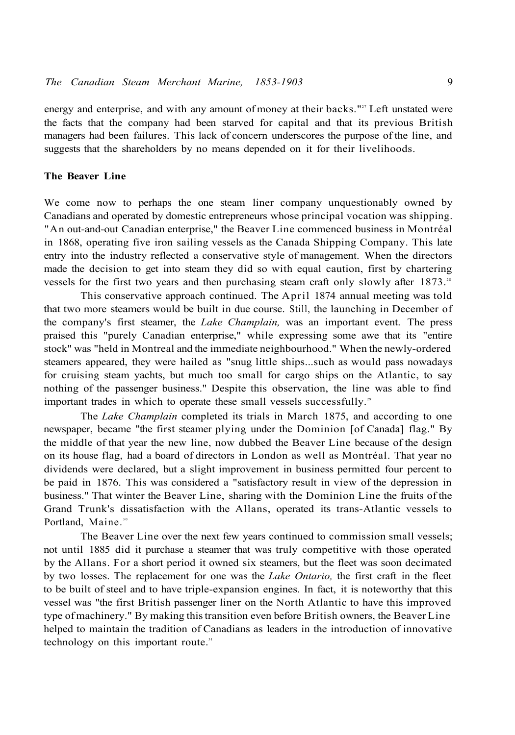energy and enterprise, and with any amount of money at their backs."[27] Left unstated were the facts that the company had been starved for capital and that its previous British managers had been failures. This lack of concern underscores the purpose of the line, and suggests that the shareholders by no means depended on it for their livelihoods.

### The Beaver Line

We come now to perhaps the one steam liner company unquestionably owned by Canadians and operated by domestic entrepreneurs whose principal vocation was shipping. "An out-and-out Canadian enterprise," the Beaver Line commenced business in Montréal in 1868, operating five iron sailing vessels as the Canada Shipping Company. This late entry into the industry reflected a conservative style of management. When the directors made the decision to get into steam they did so with equal caution, first by chartering vessels for the first two years and then purchasing steam craft only slowly after 1873.[28]

This conservative approach continued. The April 1874 annual meeting was told that two more steamers would be built in due course. Still, the launching in December of the company's first steamer, the *Lake Champlain,* was an important event. The press praised this "purely Canadian enterprise," while expressing some awe that its "entire stock" was "held in Montreal and the immediate neighbourhood." When the newly-ordered steamers appeared, they were hailed as "snug little ships...such as would pass nowadays for cruising steam yachts, but much too small for cargo ships on the Atlantic, to say nothing of the passenger business." Despite this observation, the line was able to find important trades in which to operate these small vessels successfully.[29]

The *Lake Champlain* completed its trials in March 1875, and according to one newspaper, became "the first steamer plying under the Dominion [of Canada] flag." By the middle of that year the new line, now dubbed the Beaver Line because of the design on its house flag, had a board of directors in London as well as Montréal. That year no dividends were declared, but a slight improvement in business permitted four percent to be paid in 1876. This was considered a "satisfactory result in view of the depression in business." That winter the Beaver Line, sharing with the Dominion Line the fruits of the Grand Trunk's dissatisfaction with the Allans, operated its trans-Atlantic vessels to Portland, Maine.[30]

The Beaver Line over the next few years continued to commission small vessels; not until 1885 did it purchase a steamer that was truly competitive with those operated by the Allans. For a short period it owned six steamers, but the fleet was soon decimated by two losses. The replacement for one was the *Lake Ontario,* the first craft in the fleet to be built of steel and to have triple-expansion engines. In fact, it is noteworthy that this vessel was "the first British passenger liner on the North Atlantic to have this improved type of machinery." By making this transition even before British owners, the Beaver Line helped to maintain the tradition of Canadians as leaders in the introduction of innovative technology on this important route.[31]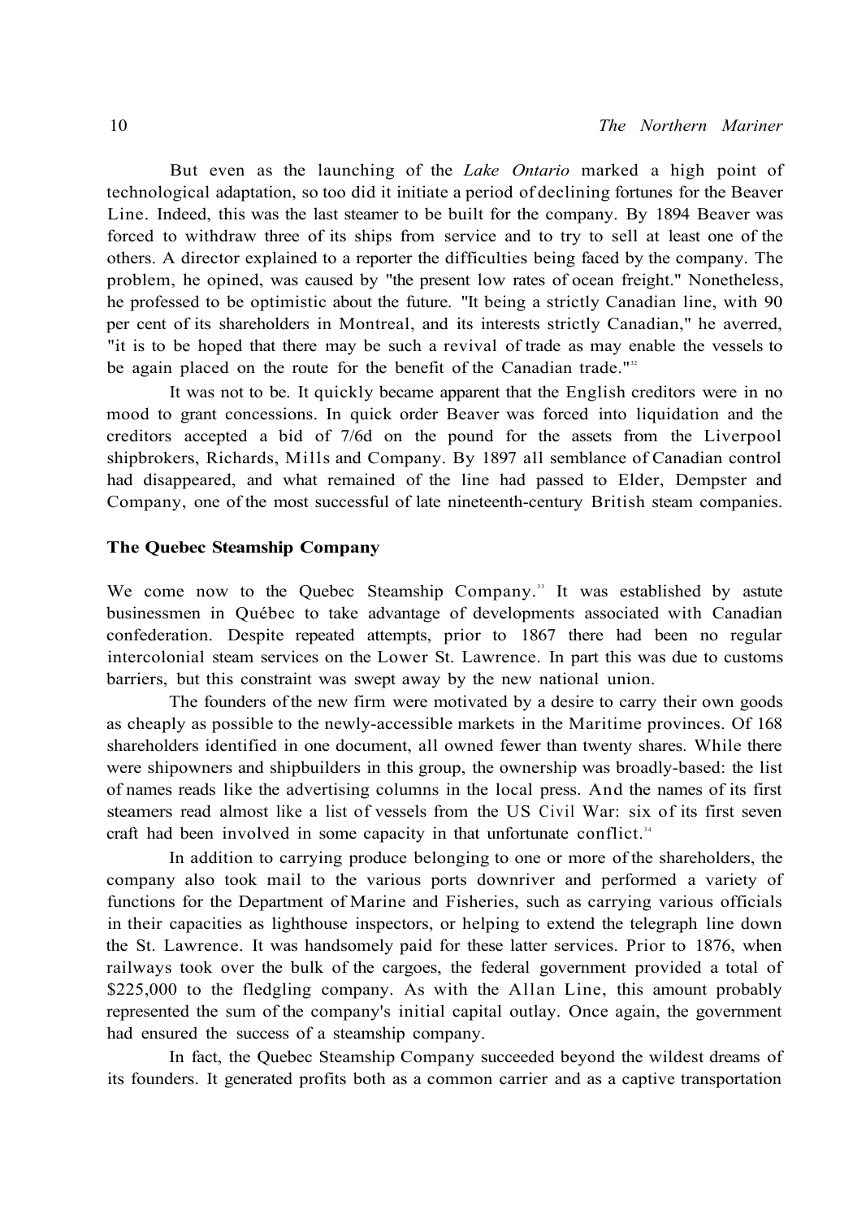But even as the launching of the *Lake Ontario* marked a high point of technological adaptation, so too did it initiate a period of declining fortunes for the Beaver Line. Indeed, this was the last steamer to be built for the company. By 1894 Beaver was forced to withdraw three of its ships from service and to try to sell at least one of the others. A director explained to a reporter the difficulties being faced by the company. The problem, he opined, was caused by "the present low rates of ocean freight." Nonetheless, he professed to be optimistic about the future. "It being a strictly Canadian line, with 90 per cent of its shareholders in Montreal, and its interests strictly Canadian," he averred, "it is to be hoped that there may be such a revival of trade as may enable the vessels to be again placed on the route for the benefit of the Canadian trade."[32]

It was not to be. It quickly became apparent that the English creditors were in no mood to grant concessions. In quick order Beaver was forced into liquidation and the creditors accepted a bid of 7/6d on the pound for the assets from the Liverpool shipbrokers, Richards, Mills and Company. By 1897 all semblance of Canadian control had disappeared, and what remained of the line had passed to Elder, Dempster and Company, one of the most successful of late nineteenth-century British steam companies.

**The Quebec Steamship Company**

We come now to the Quebec Steamship Company.[33] It was established by astute businessmen in Québec to take advantage of developments associated with Canadian confederation. Despite repeated attempts, prior to 1867 there had been no regular intercolonial steam services on the Lower St. Lawrence. In part this was due to customs barriers, but this constraint was swept away by the new national union.

The founders of the new firm were motivated by a desire to carry their own goods as cheaply as possible to the newly-accessible markets in the Maritime provinces. Of 168 shareholders identified in one document, all owned fewer than twenty shares. While there were shipowners and shipbuilders in this group, the ownership was broadly-based: the list of names reads like the advertising columns in the local press. And the names of its first steamers read almost like a list of vessels from the US Civil War: six of its first seven craft had been involved in some capacity in that unfortunate conflict.[34]

In addition to carrying produce belonging to one or more of the shareholders, the company also took mail to the various ports downriver and performed a variety of functions for the Department of Marine and Fisheries, such as carrying various officials in their capacities as lighthouse inspectors, or helping to extend the telegraph line down the St. Lawrence. It was handsomely paid for these latter services. Prior to 1876, when railways took over the bulk of the cargoes, the federal government provided a total of $225,000 to the fledgling company. As with the Allan Line, this amount probably represented the sum of the company's initial capital outlay. Once again, the government had ensured the success of a steamship company.

In fact, the Quebec Steamship Company succeeded beyond the wildest dreams of its founders. It generated profits both as a common carrier and as a captive transportation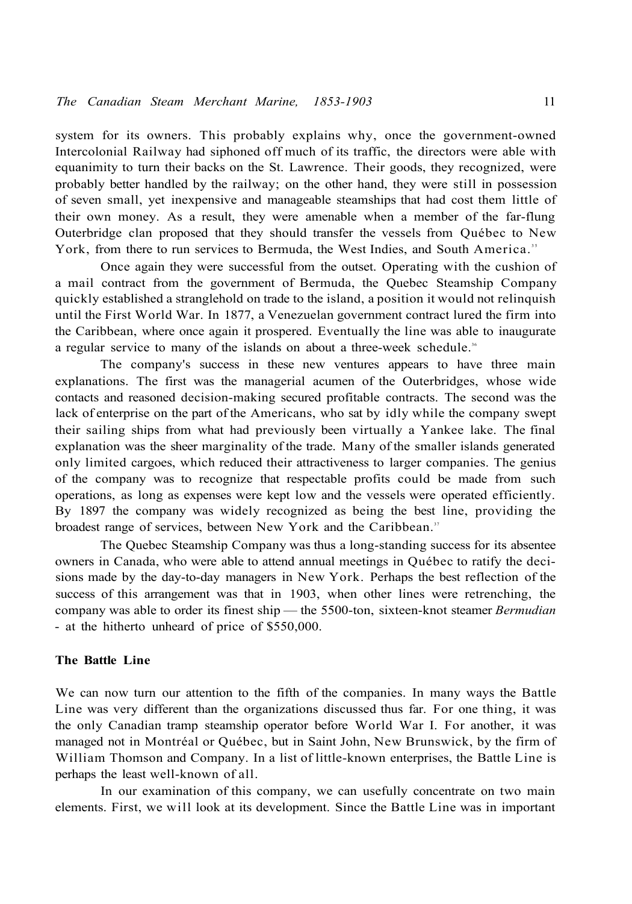system for its owners. This probably explains why, once the government-owned Intercolonial Railway had siphoned off much of its traffic, the directors were able with equanimity to turn their backs on the St. Lawrence. Their goods, they recognized, were probably better handled by the railway; on the other hand, they were still in possession of seven small, yet inexpensive and manageable steamships that had cost them little of their own money. As a result, they were amenable when a member of the far-flung Outerbridge clan proposed that they should transfer the vessels from Québec to New York, from there to run services to Bermuda, the West Indies, and South America.[35]

Once again they were successful from the outset. Operating with the cushion of a mail contract from the government of Bermuda, the Quebec Steamship Company quickly established a stranglehold on trade to the island, a position it would not relinquish until the First World War. In 1877, a Venezuelan government contract lured the firm into the Caribbean, where once again it prospered. Eventually the line was able to inaugurate a regular service to many of the islands on about a three-week schedule.[36]

The company's success in these new ventures appears to have three main explanations. The first was the managerial acumen of the Outerbridges, whose wide contacts and reasoned decision-making secured profitable contracts. The second was the lack of enterprise on the part of the Americans, who sat by idly while the company swept their sailing ships from what had previously been virtually a Yankee lake. The final explanation was the sheer marginality of the trade. Many of the smaller islands generated only limited cargoes, which reduced their attractiveness to larger companies. The genius of the company was to recognize that respectable profits could be made from such operations, as long as expenses were kept low and the vessels were operated efficiently. By 1897 the company was widely recognized as being the best line, providing the broadest range of services, between New York and the Caribbean.[37]

The Quebec Steamship Company was thus a long-standing success for its absentee owners in Canada, who were able to attend annual meetings in Québec to ratify the decisions made by the day-to-day managers in New York. Perhaps the best reflection of the success of this arrangement was that in 1903, when other lines were retrenching, the company was able to order its finest ship — the 5500-ton, sixteen-knot steamer *Bermudian* - at the hitherto unheard of price of $550,000.

## The Battle Line

We can now turn our attention to the fifth of the companies. In many ways the Battle Line was very different than the organizations discussed thus far. For one thing, it was the only Canadian tramp steamship operator before World War I. For another, it was managed not in Montréal or Québec, but in Saint John, New Brunswick, by the firm of William Thomson and Company. In a list of little-known enterprises, the Battle Line is perhaps the least well-known of all.

In our examination of this company, we can usefully concentrate on two main elements. First, we will look at its development. Since the Battle Line was in important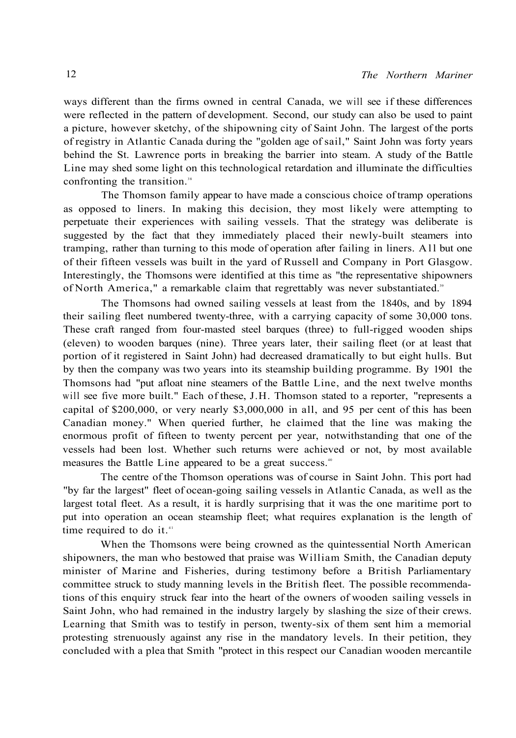ways different than the firms owned in central Canada, we will see if these differences were reflected in the pattern of development. Second, our study can also be used to paint a picture, however sketchy, of the shipowning city of Saint John. The largest of the ports of registry in Atlantic Canada during the "golden age of sail," Saint John was forty years behind the St. Lawrence ports in breaking the barrier into steam. A study of the Battle Line may shed some light on this technological retardation and illuminate the difficulties confronting the transition.[38]

The Thomson family appear to have made a conscious choice of tramp operations as opposed to liners. In making this decision, they most likely were attempting to perpetuate their experiences with sailing vessels. That the strategy was deliberate is suggested by the fact that they immediately placed their newly-built steamers into tramping, rather than turning to this mode of operation after failing in liners. All but one of their fifteen vessels was built in the yard of Russell and Company in Port Glasgow. Interestingly, the Thomsons were identified at this time as "the representative shipowners of North America," a remarkable claim that regrettably was never substantiated.[39]

The Thomsons had owned sailing vessels at least from the 1840s, and by 1894 their sailing fleet numbered twenty-three, with a carrying capacity of some 30,000 tons. These craft ranged from four-masted steel barques (three) to full-rigged wooden ships (eleven) to wooden barques (nine). Three years later, their sailing fleet (or at least that portion of it registered in Saint John) had decreased dramatically to but eight hulls. But by then the company was two years into its steamship building programme. By 1901 the Thomsons had "put afloat nine steamers of the Battle Line, and the next twelve months will see five more built." Each of these, J.H. Thomson stated to a reporter, "represents a capital of $200,000, or very nearly $3,000,000 in all, and 95 per cent of this has been Canadian money." When queried further, he claimed that the line was making the enormous profit of fifteen to twenty percent per year, notwithstanding that one of the vessels had been lost. Whether such returns were achieved or not, by most available measures the Battle Line appeared to be a great success.[40]

The centre of the Thomson operations was of course in Saint John. This port had "by far the largest" fleet of ocean-going sailing vessels in Atlantic Canada, as well as the largest total fleet. As a result, it is hardly surprising that it was the one maritime port to put into operation an ocean steamship fleet; what requires explanation is the length of time required to do it.[41]

When the Thomsons were being crowned as the quintessential North American shipowners, the man who bestowed that praise was William Smith, the Canadian deputy minister of Marine and Fisheries, during testimony before a British Parliamentary committee struck to study manning levels in the British fleet. The possible recommendations of this enquiry struck fear into the heart of the owners of wooden sailing vessels in Saint John, who had remained in the industry largely by slashing the size of their crews. Learning that Smith was to testify in person, twenty-six of them sent him a memorial protesting strenuously against any rise in the mandatory levels. In their petition, they concluded with a plea that Smith "protect in this respect our Canadian wooden mercantile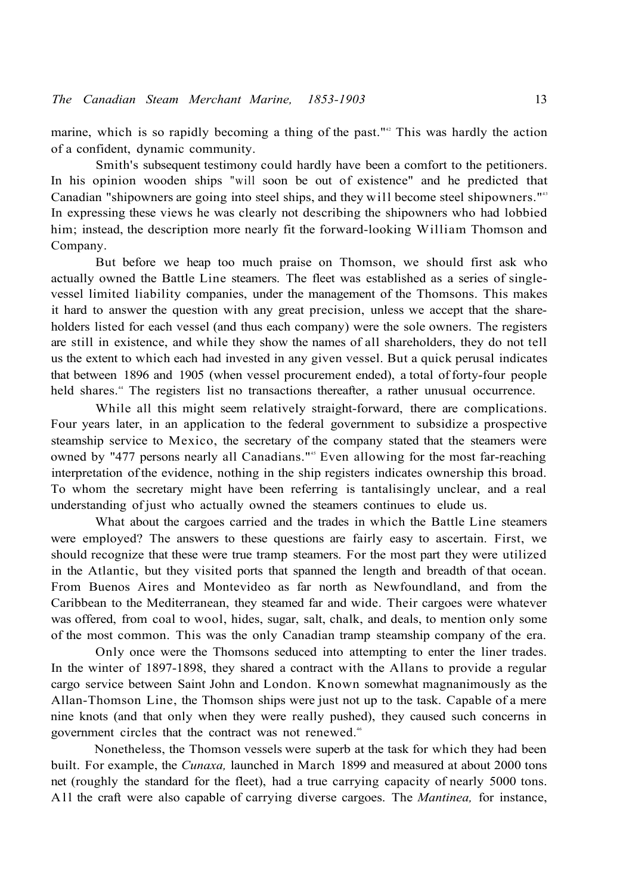marine, which is so rapidly becoming a thing of the past."[42] This was hardly the action of a confident, dynamic community.

Smith's subsequent testimony could hardly have been a comfort to the petitioners. In his opinion wooden ships "will soon be out of existence" and he predicted that Canadian "shipowners are going into steel ships, and they will become steel shipowners."[43] In expressing these views he was clearly not describing the shipowners who had lobbied him; instead, the description more nearly fit the forward-looking William Thomson and Company.

But before we heap too much praise on Thomson, we should first ask who actually owned the Battle Line steamers. The fleet was established as a series of single-vessel limited liability companies, under the management of the Thomsons. This makes it hard to answer the question with any great precision, unless we accept that the shareholders listed for each vessel (and thus each company) were the sole owners. The registers are still in existence, and while they show the names of all shareholders, they do not tell us the extent to which each had invested in any given vessel. But a quick perusal indicates that between 1896 and 1905 (when vessel procurement ended), a total of forty-four people held shares.[44] The registers list no transactions thereafter, a rather unusual occurrence.

While all this might seem relatively straight-forward, there are complications. Four years later, in an application to the federal government to subsidize a prospective steamship service to Mexico, the secretary of the company stated that the steamers were owned by "477 persons nearly all Canadians."[45] Even allowing for the most far-reaching interpretation of the evidence, nothing in the ship registers indicates ownership this broad. To whom the secretary might have been referring is tantalisingly unclear, and a real understanding of just who actually owned the steamers continues to elude us.

What about the cargoes carried and the trades in which the Battle Line steamers were employed? The answers to these questions are fairly easy to ascertain. First, we should recognize that these were true tramp steamers. For the most part they were utilized in the Atlantic, but they visited ports that spanned the length and breadth of that ocean. From Buenos Aires and Montevideo as far north as Newfoundland, and from the Caribbean to the Mediterranean, they steamed far and wide. Their cargoes were whatever was offered, from coal to wool, hides, sugar, salt, chalk, and deals, to mention only some of the most common. This was the only Canadian tramp steamship company of the era.

Only once were the Thomsons seduced into attempting to enter the liner trades. In the winter of 1897-1898, they shared a contract with the Allans to provide a regular cargo service between Saint John and London. Known somewhat magnanimously as the Allan-Thomson Line, the Thomson ships were just not up to the task. Capable of a mere nine knots (and that only when they were really pushed), they caused such concerns in government circles that the contract was not renewed.[46]

Nonetheless, the Thomson vessels were superb at the task for which they had been built. For example, the *Cunaxa,* launched in March 1899 and measured at about 2000 tons net (roughly the standard for the fleet), had a true carrying capacity of nearly 5000 tons. All the craft were also capable of carrying diverse cargoes. The *Mantinea,* for instance,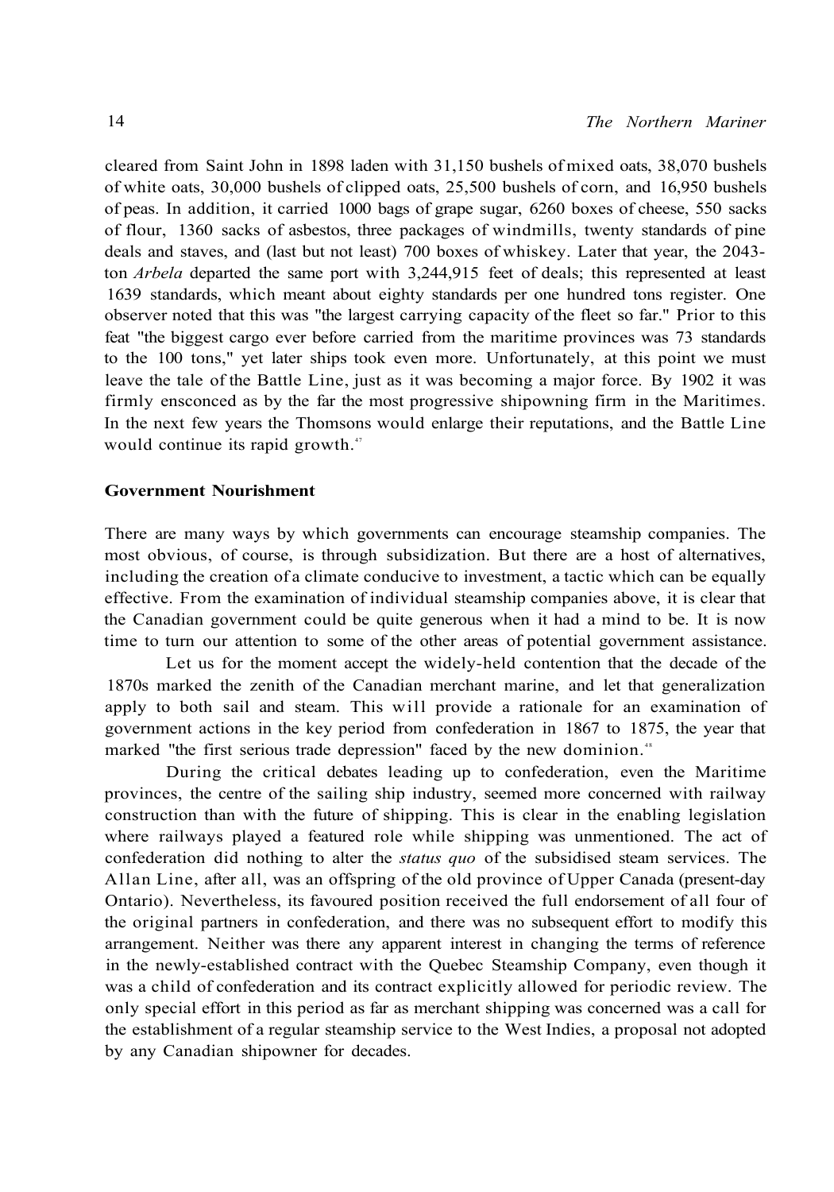cleared from Saint John in 1898 laden with 31,150 bushels of mixed oats, 38,070 bushels of white oats, 30,000 bushels of clipped oats, 25,500 bushels of corn, and 16,950 bushels of peas. In addition, it carried 1000 bags of grape sugar, 6260 boxes of cheese, 550 sacks of flour, 1360 sacks of asbestos, three packages of windmills, twenty standards of pine deals and staves, and (last but not least) 700 boxes of whiskey. Later that year, the 2043-ton *Arbela* departed the same port with 3,244,915 feet of deals; this represented at least 1639 standards, which meant about eighty standards per one hundred tons register. One observer noted that this was "the largest carrying capacity of the fleet so far." Prior to this feat "the biggest cargo ever before carried from the maritime provinces was 73 standards to the 100 tons," yet later ships took even more. Unfortunately, at this point we must leave the tale of the Battle Line, just as it was becoming a major force. By 1902 it was firmly ensconced as by the far the most progressive shipowning firm in the Maritimes. In the next few years the Thomsons would enlarge their reputations, and the Battle Line would continue its rapid growth.[47]

## Government Nourishment

There are many ways by which governments can encourage steamship companies. The most obvious, of course, is through subsidization. But there are a host of alternatives, including the creation of a climate conducive to investment, a tactic which can be equally effective. From the examination of individual steamship companies above, it is clear that the Canadian government could be quite generous when it had a mind to be. It is now time to turn our attention to some of the other areas of potential government assistance.

Let us for the moment accept the widely-held contention that the decade of the 1870s marked the zenith of the Canadian merchant marine, and let that generalization apply to both sail and steam. This will provide a rationale for an examination of government actions in the key period from confederation in 1867 to 1875, the year that marked "the first serious trade depression" faced by the new dominion.[48]

During the critical debates leading up to confederation, even the Maritime provinces, the centre of the sailing ship industry, seemed more concerned with railway construction than with the future of shipping. This is clear in the enabling legislation where railways played a featured role while shipping was unmentioned. The act of confederation did nothing to alter the *status quo* of the subsidised steam services. The Allan Line, after all, was an offspring of the old province of Upper Canada (present-day Ontario). Nevertheless, its favoured position received the full endorsement of all four of the original partners in confederation, and there was no subsequent effort to modify this arrangement. Neither was there any apparent interest in changing the terms of reference in the newly-established contract with the Quebec Steamship Company, even though it was a child of confederation and its contract explicitly allowed for periodic review. The only special effort in this period as far as merchant shipping was concerned was a call for the establishment of a regular steamship service to the West Indies, a proposal not adopted by any Canadian shipowner for decades.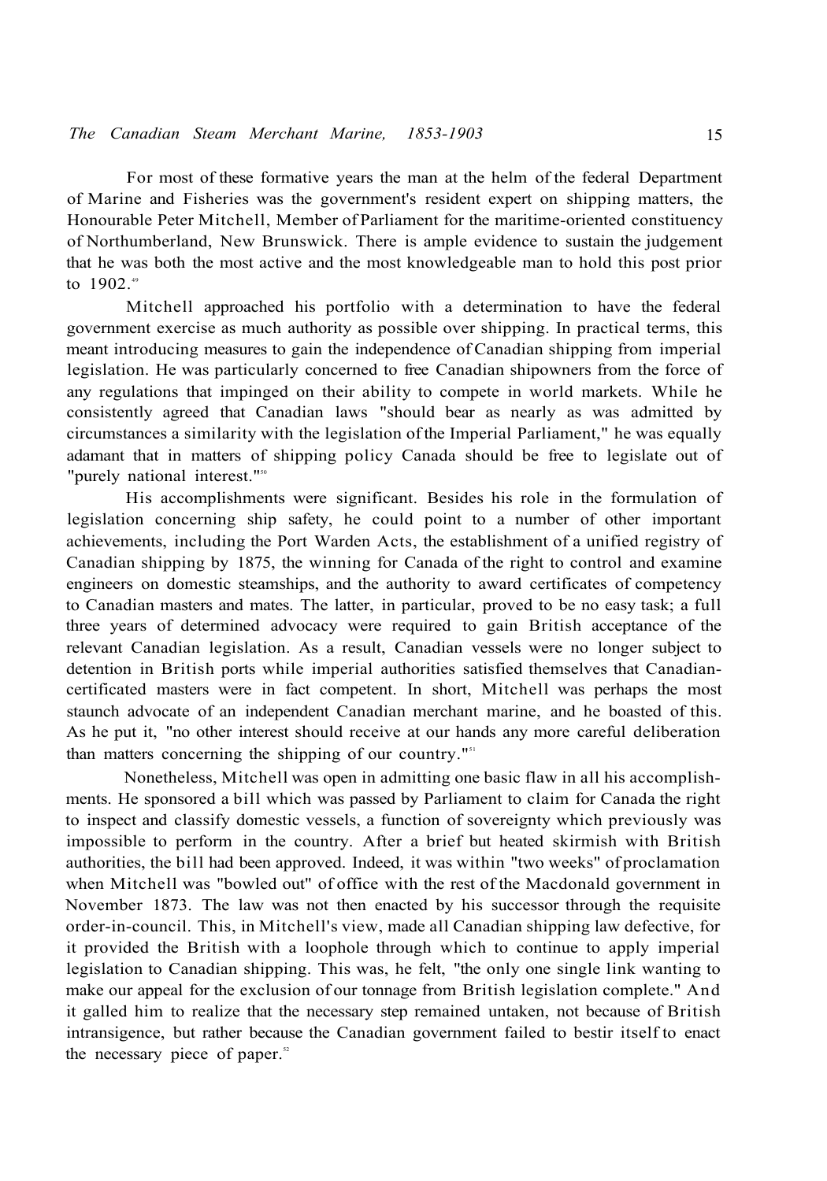For most of these formative years the man at the helm of the federal Department of Marine and Fisheries was the government's resident expert on shipping matters, the Honourable Peter Mitchell, Member of Parliament for the maritime-oriented constituency of Northumberland, New Brunswick. There is ample evidence to sustain the judgement that he was both the most active and the most knowledgeable man to hold this post prior to 1902.[49]

Mitchell approached his portfolio with a determination to have the federal government exercise as much authority as possible over shipping. In practical terms, this meant introducing measures to gain the independence of Canadian shipping from imperial legislation. He was particularly concerned to free Canadian shipowners from the force of any regulations that impinged on their ability to compete in world markets. While he consistently agreed that Canadian laws "should bear as nearly as was admitted by circumstances a similarity with the legislation of the Imperial Parliament," he was equally adamant that in matters of shipping policy Canada should be free to legislate out of "purely national interest."[50]

His accomplishments were significant. Besides his role in the formulation of legislation concerning ship safety, he could point to a number of other important achievements, including the Port Warden Acts, the establishment of a unified registry of Canadian shipping by 1875, the winning for Canada of the right to control and examine engineers on domestic steamships, and the authority to award certificates of competency to Canadian masters and mates. The latter, in particular, proved to be no easy task; a full three years of determined advocacy were required to gain British acceptance of the relevant Canadian legislation. As a result, Canadian vessels were no longer subject to detention in British ports while imperial authorities satisfied themselves that Canadian-certificated masters were in fact competent. In short, Mitchell was perhaps the most staunch advocate of an independent Canadian merchant marine, and he boasted of this. As he put it, "no other interest should receive at our hands any more careful deliberation than matters concerning the shipping of our country."[51]

Nonetheless, Mitchell was open in admitting one basic flaw in all his accomplishments. He sponsored a bill which was passed by Parliament to claim for Canada the right to inspect and classify domestic vessels, a function of sovereignty which previously was impossible to perform in the country. After a brief but heated skirmish with British authorities, the bill had been approved. Indeed, it was within "two weeks" of proclamation when Mitchell was "bowled out" of office with the rest of the Macdonald government in November 1873. The law was not then enacted by his successor through the requisite order-in-council. This, in Mitchell's view, made all Canadian shipping law defective, for it provided the British with a loophole through which to continue to apply imperial legislation to Canadian shipping. This was, he felt, "the only one single link wanting to make our appeal for the exclusion of our tonnage from British legislation complete." And it galled him to realize that the necessary step remained untaken, not because of British intransigence, but rather because the Canadian government failed to bestir itself to enact the necessary piece of paper.[52]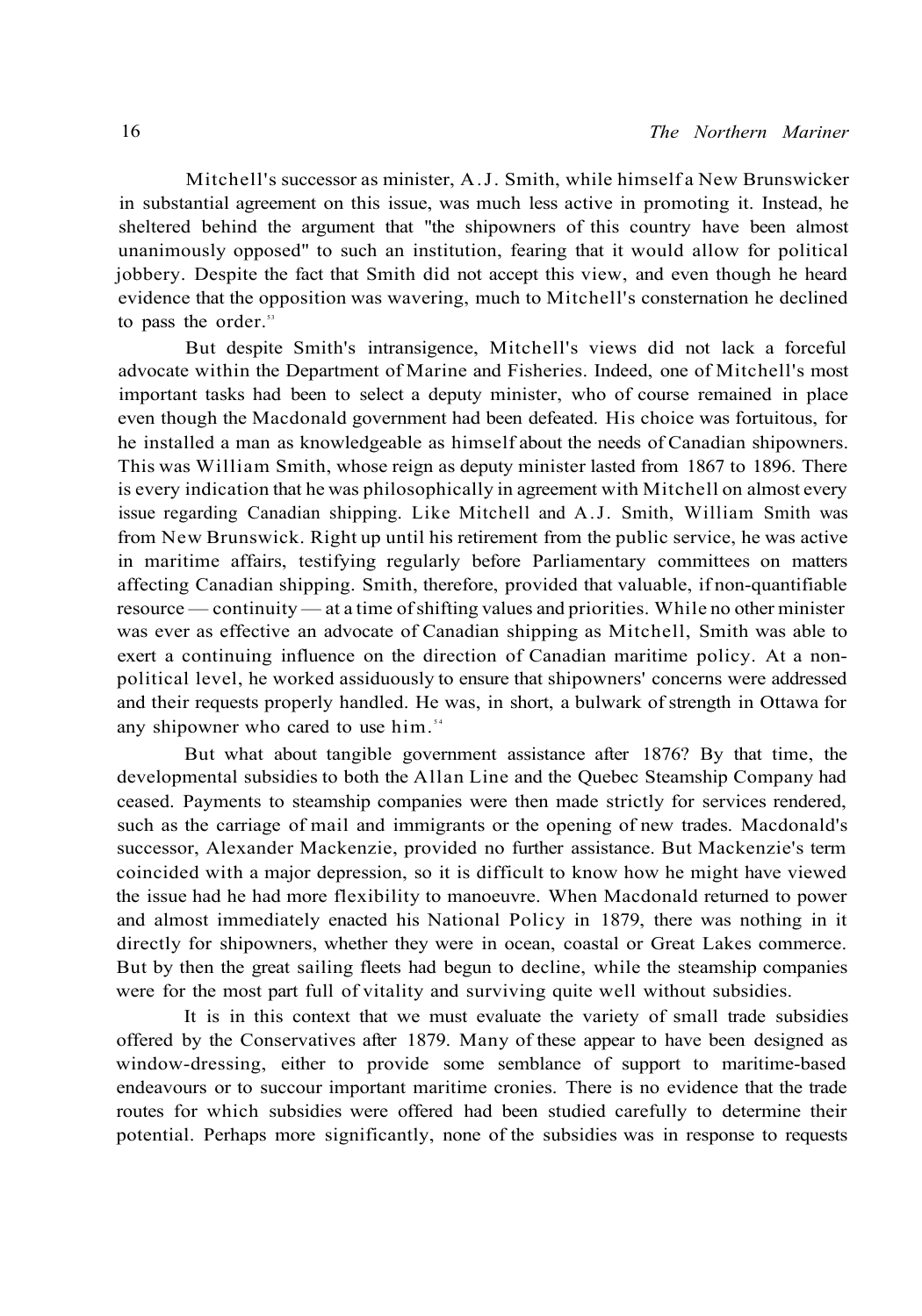Mitchell's successor as minister, A.J. Smith, while himself a New Brunswicker in substantial agreement on this issue, was much less active in promoting it. Instead, he sheltered behind the argument that "the shipowners of this country have been almost unanimously opposed" to such an institution, fearing that it would allow for political jobbery. Despite the fact that Smith did not accept this view, and even though he heard evidence that the opposition was wavering, much to Mitchell's consternation he declined to pass the order.[53]

But despite Smith's intransigence, Mitchell's views did not lack a forceful advocate within the Department of Marine and Fisheries. Indeed, one of Mitchell's most important tasks had been to select a deputy minister, who of course remained in place even though the Macdonald government had been defeated. His choice was fortuitous, for he installed a man as knowledgeable as himself about the needs of Canadian shipowners. This was William Smith, whose reign as deputy minister lasted from 1867 to 1896. There is every indication that he was philosophically in agreement with Mitchell on almost every issue regarding Canadian shipping. Like Mitchell and A.J. Smith, William Smith was from New Brunswick. Right up until his retirement from the public service, he was active in maritime affairs, testifying regularly before Parliamentary committees on matters affecting Canadian shipping. Smith, therefore, provided that valuable, if non-quantifiable resource — continuity — at a time of shifting values and priorities. While no other minister was ever as effective an advocate of Canadian shipping as Mitchell, Smith was able to exert a continuing influence on the direction of Canadian maritime policy. At a non-political level, he worked assiduously to ensure that shipowners' concerns were addressed and their requests properly handled. He was, in short, a bulwark of strength in Ottawa for any shipowner who cared to use him.[54]

But what about tangible government assistance after 1876? By that time, the developmental subsidies to both the Allan Line and the Quebec Steamship Company had ceased. Payments to steamship companies were then made strictly for services rendered, such as the carriage of mail and immigrants or the opening of new trades. Macdonald's successor, Alexander Mackenzie, provided no further assistance. But Mackenzie's term coincided with a major depression, so it is difficult to know how he might have viewed the issue had he had more flexibility to manoeuvre. When Macdonald returned to power and almost immediately enacted his National Policy in 1879, there was nothing in it directly for shipowners, whether they were in ocean, coastal or Great Lakes commerce. But by then the great sailing fleets had begun to decline, while the steamship companies were for the most part full of vitality and surviving quite well without subsidies.

It is in this context that we must evaluate the variety of small trade subsidies offered by the Conservatives after 1879. Many of these appear to have been designed as window-dressing, either to provide some semblance of support to maritime-based endeavours or to succour important maritime cronies. There is no evidence that the trade routes for which subsidies were offered had been studied carefully to determine their potential. Perhaps more significantly, none of the subsidies was in response to requests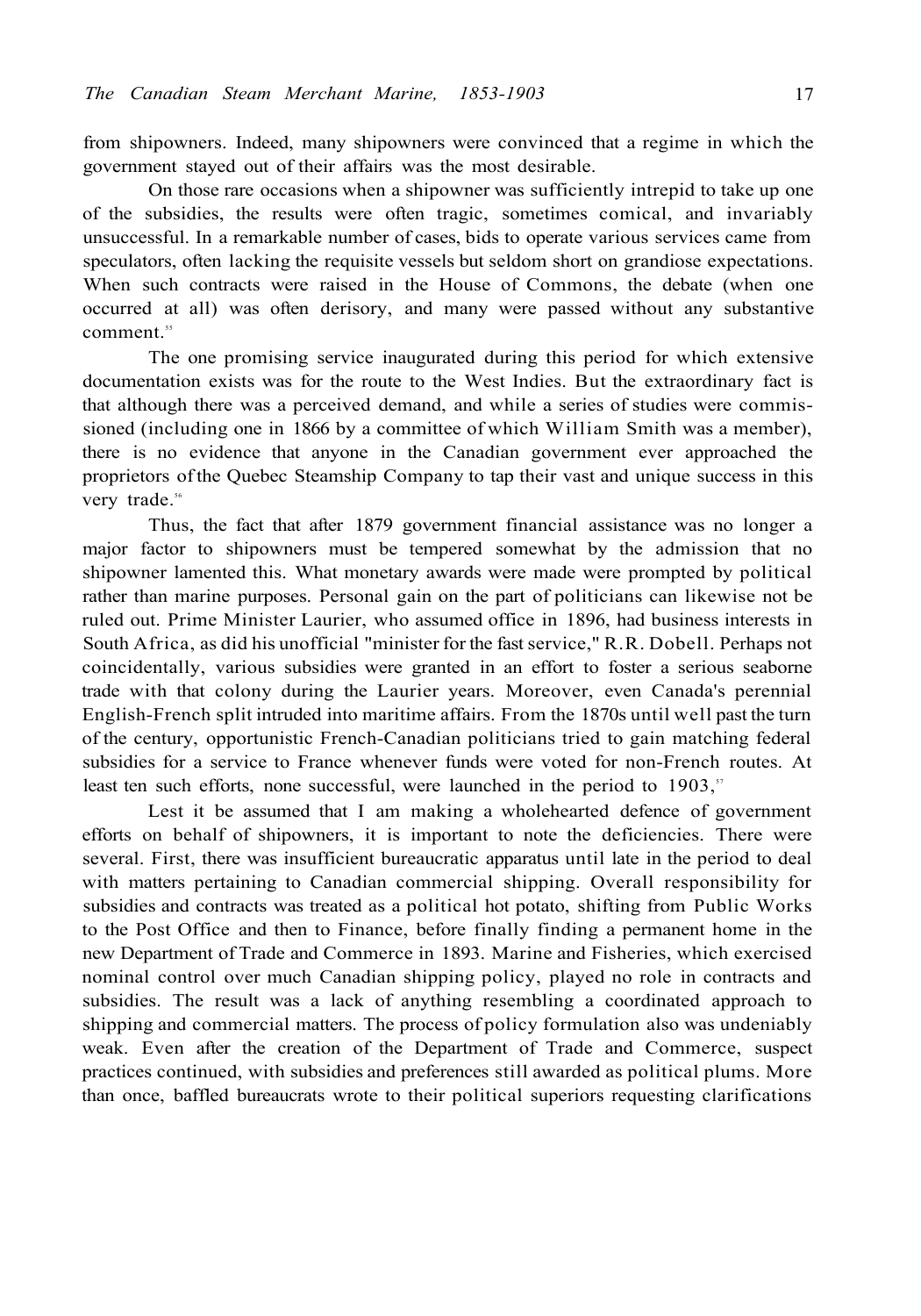from shipowners. Indeed, many shipowners were convinced that a regime in which the government stayed out of their affairs was the most desirable.

On those rare occasions when a shipowner was sufficiently intrepid to take up one of the subsidies, the results were often tragic, sometimes comical, and invariably unsuccessful. In a remarkable number of cases, bids to operate various services came from speculators, often lacking the requisite vessels but seldom short on grandiose expectations. When such contracts were raised in the House of Commons, the debate (when one occurred at all) was often derisory, and many were passed without any substantive comment.[55]

The one promising service inaugurated during this period for which extensive documentation exists was for the route to the West Indies. But the extraordinary fact is that although there was a perceived demand, and while a series of studies were commissioned (including one in 1866 by a committee of which William Smith was a member), there is no evidence that anyone in the Canadian government ever approached the proprietors of the Quebec Steamship Company to tap their vast and unique success in this very trade.[56]

Thus, the fact that after 1879 government financial assistance was no longer a major factor to shipowners must be tempered somewhat by the admission that no shipowner lamented this. What monetary awards were made were prompted by political rather than marine purposes. Personal gain on the part of politicians can likewise not be ruled out. Prime Minister Laurier, who assumed office in 1896, had business interests in South Africa, as did his unofficial "minister for the fast service," R.R. Dobell. Perhaps not coincidentally, various subsidies were granted in an effort to foster a serious seaborne trade with that colony during the Laurier years. Moreover, even Canada's perennial English-French split intruded into maritime affairs. From the 1870s until well past the turn of the century, opportunistic French-Canadian politicians tried to gain matching federal subsidies for a service to France whenever funds were voted for non-French routes. At least ten such efforts, none successful, were launched in the period to 1903,[57]

Lest it be assumed that I am making a wholehearted defence of government efforts on behalf of shipowners, it is important to note the deficiencies. There were several. First, there was insufficient bureaucratic apparatus until late in the period to deal with matters pertaining to Canadian commercial shipping. Overall responsibility for subsidies and contracts was treated as a political hot potato, shifting from Public Works to the Post Office and then to Finance, before finally finding a permanent home in the new Department of Trade and Commerce in 1893. Marine and Fisheries, which exercised nominal control over much Canadian shipping policy, played no role in contracts and subsidies. The result was a lack of anything resembling a coordinated approach to shipping and commercial matters. The process of policy formulation also was undeniably weak. Even after the creation of the Department of Trade and Commerce, suspect practices continued, with subsidies and preferences still awarded as political plums. More than once, baffled bureaucrats wrote to their political superiors requesting clarifications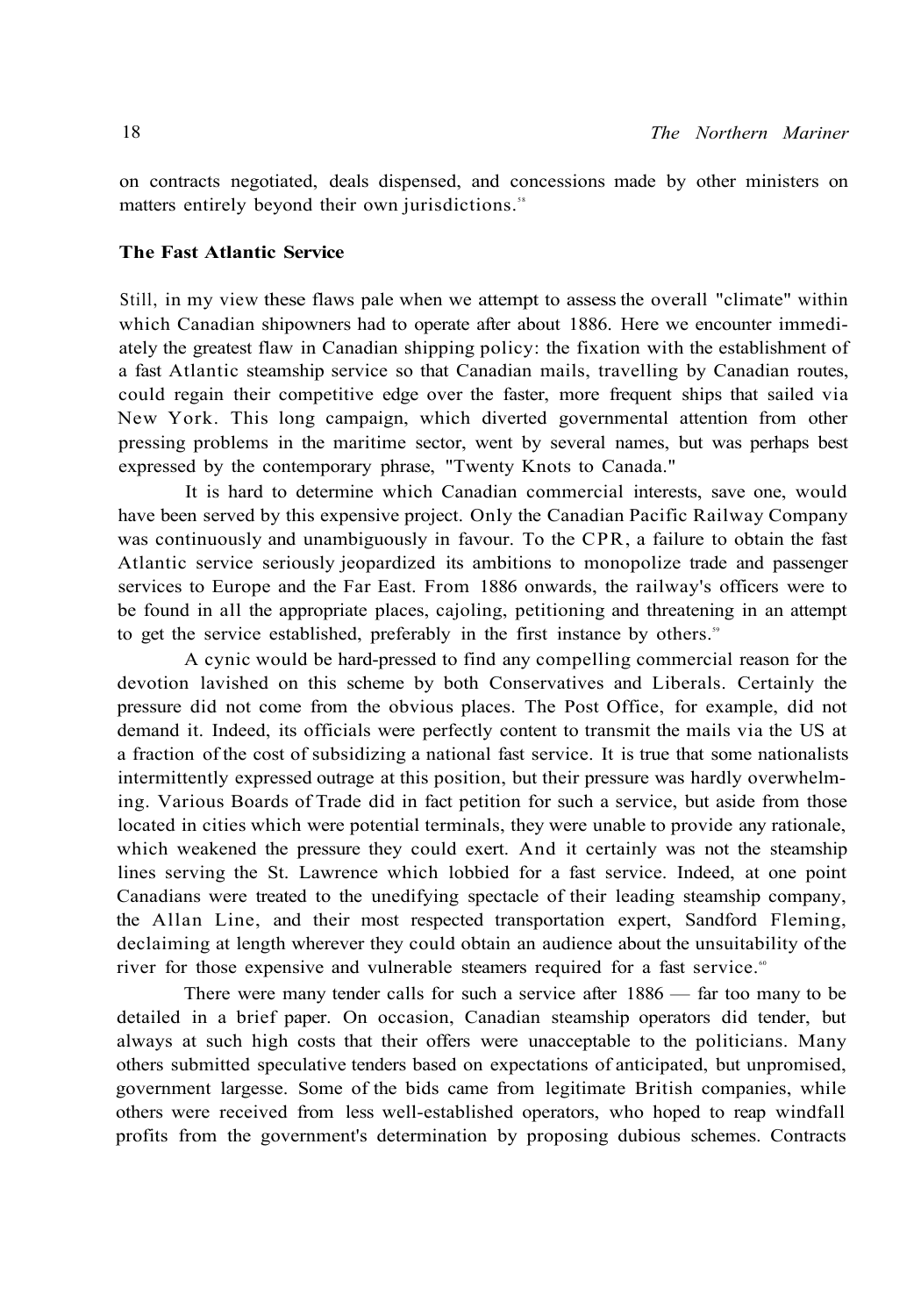on contracts negotiated, deals dispensed, and concessions made by other ministers on matters entirely beyond their own jurisdictions.[58]

### The Fast Atlantic Service

Still, in my view these flaws pale when we attempt to assess the overall "climate" within which Canadian shipowners had to operate after about 1886. Here we encounter immediately the greatest flaw in Canadian shipping policy: the fixation with the establishment of a fast Atlantic steamship service so that Canadian mails, travelling by Canadian routes, could regain their competitive edge over the faster, more frequent ships that sailed via New York. This long campaign, which diverted governmental attention from other pressing problems in the maritime sector, went by several names, but was perhaps best expressed by the contemporary phrase, "Twenty Knots to Canada."

It is hard to determine which Canadian commercial interests, save one, would have been served by this expensive project. Only the Canadian Pacific Railway Company was continuously and unambiguously in favour. To the CPR, a failure to obtain the fast Atlantic service seriously jeopardized its ambitions to monopolize trade and passenger services to Europe and the Far East. From 1886 onwards, the railway's officers were to be found in all the appropriate places, cajoling, petitioning and threatening in an attempt to get the service established, preferably in the first instance by others.[59]

A cynic would be hard-pressed to find any compelling commercial reason for the devotion lavished on this scheme by both Conservatives and Liberals. Certainly the pressure did not come from the obvious places. The Post Office, for example, did not demand it. Indeed, its officials were perfectly content to transmit the mails via the US at a fraction of the cost of subsidizing a national fast service. It is true that some nationalists intermittently expressed outrage at this position, but their pressure was hardly overwhelming. Various Boards of Trade did in fact petition for such a service, but aside from those located in cities which were potential terminals, they were unable to provide any rationale, which weakened the pressure they could exert. And it certainly was not the steamship lines serving the St. Lawrence which lobbied for a fast service. Indeed, at one point Canadians were treated to the unedifying spectacle of their leading steamship company, the Allan Line, and their most respected transportation expert, Sandford Fleming, declaiming at length wherever they could obtain an audience about the unsuitability of the river for those expensive and vulnerable steamers required for a fast service.[60]

There were many tender calls for such a service after 1886 — far too many to be detailed in a brief paper. On occasion, Canadian steamship operators did tender, but always at such high costs that their offers were unacceptable to the politicians. Many others submitted speculative tenders based on expectations of anticipated, but unpromised, government largesse. Some of the bids came from legitimate British companies, while others were received from less well-established operators, who hoped to reap windfall profits from the government's determination by proposing dubious schemes. Contracts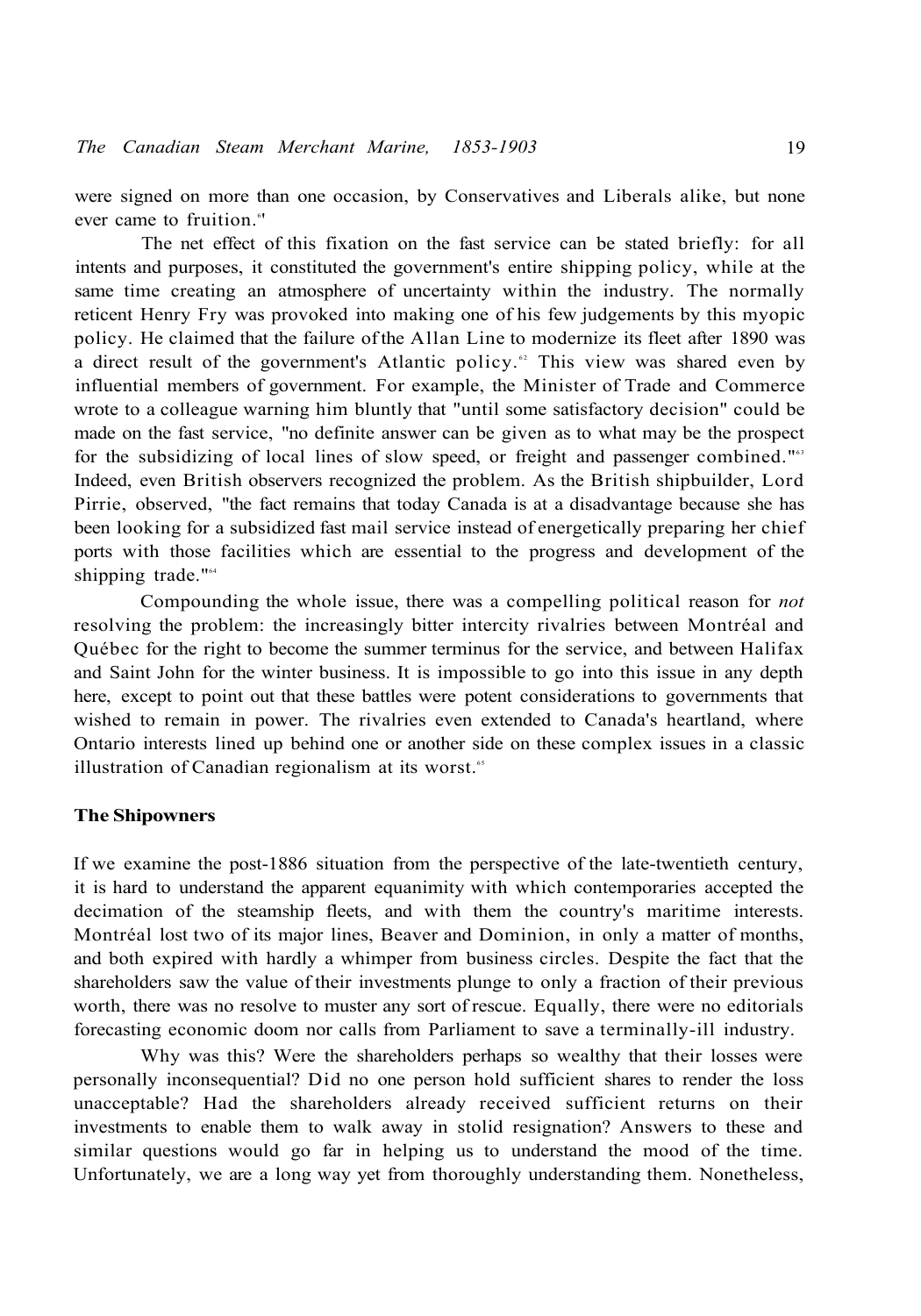were signed on more than one occasion, by Conservatives and Liberals alike, but none ever came to fruition.[61]

The net effect of this fixation on the fast service can be stated briefly: for all intents and purposes, it constituted the government's entire shipping policy, while at the same time creating an atmosphere of uncertainty within the industry. The normally reticent Henry Fry was provoked into making one of his few judgements by this myopic policy. He claimed that the failure of the Allan Line to modernize its fleet after 1890 was a direct result of the government's Atlantic policy.[62] This view was shared even by influential members of government. For example, the Minister of Trade and Commerce wrote to a colleague warning him bluntly that "until some satisfactory decision" could be made on the fast service, "no definite answer can be given as to what may be the prospect for the subsidizing of local lines of slow speed, or freight and passenger combined."[63] Indeed, even British observers recognized the problem. As the British shipbuilder, Lord Pirrie, observed, "the fact remains that today Canada is at a disadvantage because she has been looking for a subsidized fast mail service instead of energetically preparing her chief ports with those facilities which are essential to the progress and development of the shipping trade."[64]

Compounding the whole issue, there was a compelling political reason for *not* resolving the problem: the increasingly bitter intercity rivalries between Montréal and Québec for the right to become the summer terminus for the service, and between Halifax and Saint John for the winter business. It is impossible to go into this issue in any depth here, except to point out that these battles were potent considerations to governments that wished to remain in power. The rivalries even extended to Canada's heartland, where Ontario interests lined up behind one or another side on these complex issues in a classic illustration of Canadian regionalism at its worst.[65]

## The Shipowners

If we examine the post-1886 situation from the perspective of the late-twentieth century, it is hard to understand the apparent equanimity with which contemporaries accepted the decimation of the steamship fleets, and with them the country's maritime interests. Montréal lost two of its major lines, Beaver and Dominion, in only a matter of months, and both expired with hardly a whimper from business circles. Despite the fact that the shareholders saw the value of their investments plunge to only a fraction of their previous worth, there was no resolve to muster any sort of rescue. Equally, there were no editorials forecasting economic doom nor calls from Parliament to save a terminally-ill industry.

Why was this? Were the shareholders perhaps so wealthy that their losses were personally inconsequential? Did no one person hold sufficient shares to render the loss unacceptable? Had the shareholders already received sufficient returns on their investments to enable them to walk away in stolid resignation? Answers to these and similar questions would go far in helping us to understand the mood of the time. Unfortunately, we are a long way yet from thoroughly understanding them. Nonetheless,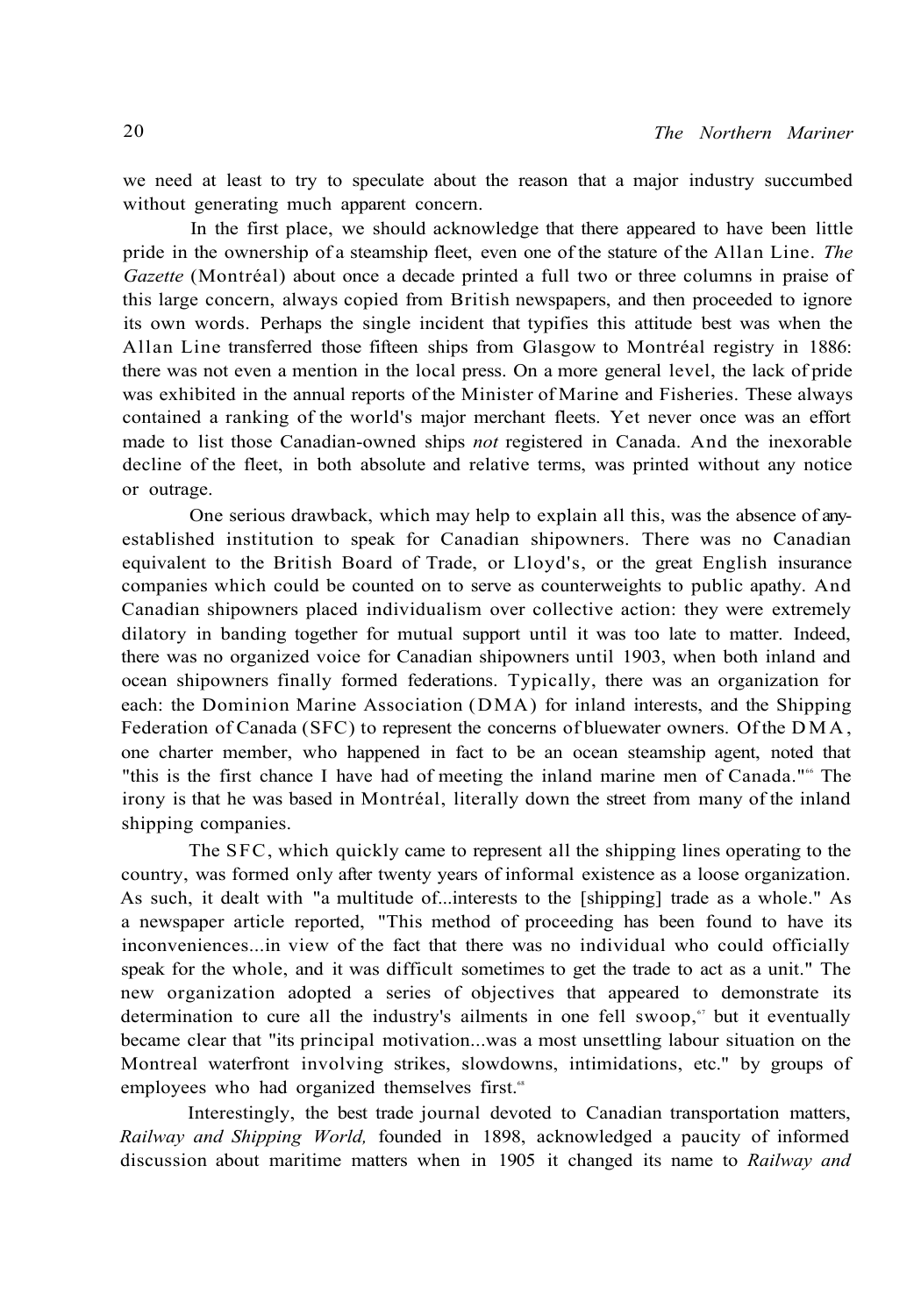we need at least to try to speculate about the reason that a major industry succumbed without generating much apparent concern.

In the first place, we should acknowledge that there appeared to have been little pride in the ownership of a steamship fleet, even one of the stature of the Allan Line. *The Gazette* (Montréal) about once a decade printed a full two or three columns in praise of this large concern, always copied from British newspapers, and then proceeded to ignore its own words. Perhaps the single incident that typifies this attitude best was when the Allan Line transferred those fifteen ships from Glasgow to Montréal registry in 1886: there was not even a mention in the local press. On a more general level, the lack of pride was exhibited in the annual reports of the Minister of Marine and Fisheries. These always contained a ranking of the world's major merchant fleets. Yet never once was an effort made to list those Canadian-owned ships *not* registered in Canada. And the inexorable decline of the fleet, in both absolute and relative terms, was printed without any notice or outrage.

One serious drawback, which may help to explain all this, was the absence of any established institution to speak for Canadian shipowners. There was no Canadian equivalent to the British Board of Trade, or Lloyd's, or the great English insurance companies which could be counted on to serve as counterweights to public apathy. And Canadian shipowners placed individualism over collective action: they were extremely dilatory in banding together for mutual support until it was too late to matter. Indeed, there was no organized voice for Canadian shipowners until 1903, when both inland and ocean shipowners finally formed federations. Typically, there was an organization for each: the Dominion Marine Association (DMA) for inland interests, and the Shipping Federation of Canada (SFC) to represent the concerns of bluewater owners. Of the DMA, one charter member, who happened in fact to be an ocean steamship agent, noted that "this is the first chance I have had of meeting the inland marine men of Canada."[66] The irony is that he was based in Montréal, literally down the street from many of the inland shipping companies.

The SFC, which quickly came to represent all the shipping lines operating to the country, was formed only after twenty years of informal existence as a loose organization. As such, it dealt with "a multitude of...interests to the [shipping] trade as a whole." As a newspaper article reported, "This method of proceeding has been found to have its inconveniences...in view of the fact that there was no individual who could officially speak for the whole, and it was difficult sometimes to get the trade to act as a unit." The new organization adopted a series of objectives that appeared to demonstrate its determination to cure all the industry's ailments in one fell swoop,[67] but it eventually became clear that "its principal motivation...was a most unsettling labour situation on the Montreal waterfront involving strikes, slowdowns, intimidations, etc." by groups of employees who had organized themselves first.[68]

Interestingly, the best trade journal devoted to Canadian transportation matters, *Railway and Shipping World,* founded in 1898, acknowledged a paucity of informed discussion about maritime matters when in 1905 it changed its name to *Railway and*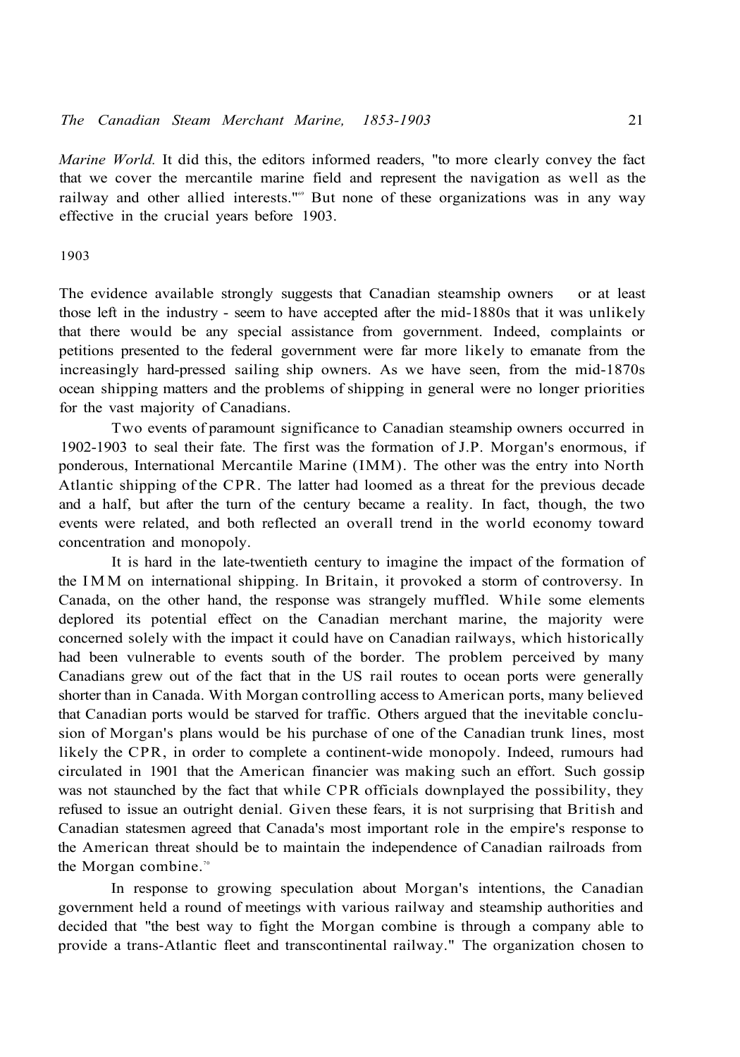*Marine World.* It did this, the editors informed readers, "to more clearly convey the fact that we cover the mercantile marine field and represent the navigation as well as the railway and other allied interests."[69] But none of these organizations was in any way effective in the crucial years before 1903.

## 1903

The evidence available strongly suggests that Canadian steamship owners or at least those left in the industry - seem to have accepted after the mid-1880s that it was unlikely that there would be any special assistance from government. Indeed, complaints or petitions presented to the federal government were far more likely to emanate from the increasingly hard-pressed sailing ship owners. As we have seen, from the mid-1870s ocean shipping matters and the problems of shipping in general were no longer priorities for the vast majority of Canadians.

Two events of paramount significance to Canadian steamship owners occurred in 1902-1903 to seal their fate. The first was the formation of J.P. Morgan's enormous, if ponderous, International Mercantile Marine (IMM). The other was the entry into North Atlantic shipping of the CPR. The latter had loomed as a threat for the previous decade and a half, but after the turn of the century became a reality. In fact, though, the two events were related, and both reflected an overall trend in the world economy toward concentration and monopoly.

It is hard in the late-twentieth century to imagine the impact of the formation of the IMM on international shipping. In Britain, it provoked a storm of controversy. In Canada, on the other hand, the response was strangely muffled. While some elements deplored its potential effect on the Canadian merchant marine, the majority were concerned solely with the impact it could have on Canadian railways, which historically had been vulnerable to events south of the border. The problem perceived by many Canadians grew out of the fact that in the US rail routes to ocean ports were generally shorter than in Canada. With Morgan controlling access to American ports, many believed that Canadian ports would be starved for traffic. Others argued that the inevitable conclusion of Morgan's plans would be his purchase of one of the Canadian trunk lines, most likely the CPR, in order to complete a continent-wide monopoly. Indeed, rumours had circulated in 1901 that the American financier was making such an effort. Such gossip was not staunched by the fact that while CPR officials downplayed the possibility, they refused to issue an outright denial. Given these fears, it is not surprising that British and Canadian statesmen agreed that Canada's most important role in the empire's response to the American threat should be to maintain the independence of Canadian railroads from the Morgan combine.[70]

In response to growing speculation about Morgan's intentions, the Canadian government held a round of meetings with various railway and steamship authorities and decided that "the best way to fight the Morgan combine is through a company able to provide a trans-Atlantic fleet and transcontinental railway." The organization chosen to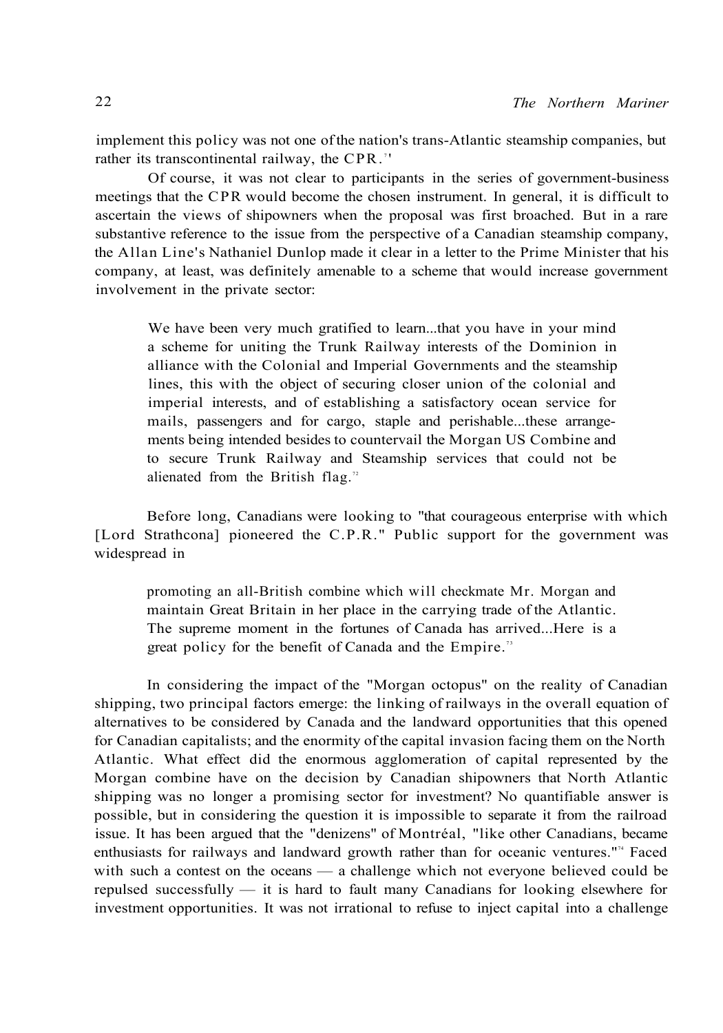implement this policy was not one of the nation's trans-Atlantic steamship companies, but rather its transcontinental railway, the CPR.[71]

Of course, it was not clear to participants in the series of government-business meetings that the CPR would become the chosen instrument. In general, it is difficult to ascertain the views of shipowners when the proposal was first broached. But in a rare substantive reference to the issue from the perspective of a Canadian steamship company, the Allan Line's Nathaniel Dunlop made it clear in a letter to the Prime Minister that his company, at least, was definitely amenable to a scheme that would increase government involvement in the private sector:

> We have been very much gratified to learn...that you have in your mind a scheme for uniting the Trunk Railway interests of the Dominion in alliance with the Colonial and Imperial Governments and the steamship lines, this with the object of securing closer union of the colonial and imperial interests, and of establishing a satisfactory ocean service for mails, passengers and for cargo, staple and perishable...these arrangements being intended besides to countervail the Morgan US Combine and to secure Trunk Railway and Steamship services that could not be alienated from the British flag.[72]

Before long, Canadians were looking to "that courageous enterprise with which [Lord Strathcona] pioneered the C.P.R." Public support for the government was widespread in

> promoting an all-British combine which will checkmate Mr. Morgan and maintain Great Britain in her place in the carrying trade of the Atlantic. The supreme moment in the fortunes of Canada has arrived...Here is a great policy for the benefit of Canada and the Empire.[73]

In considering the impact of the "Morgan octopus" on the reality of Canadian shipping, two principal factors emerge: the linking of railways in the overall equation of alternatives to be considered by Canada and the landward opportunities that this opened for Canadian capitalists; and the enormity of the capital invasion facing them on the North Atlantic. What effect did the enormous agglomeration of capital represented by the Morgan combine have on the decision by Canadian shipowners that North Atlantic shipping was no longer a promising sector for investment? No quantifiable answer is possible, but in considering the question it is impossible to separate it from the railroad issue. It has been argued that the "denizens" of Montréal, "like other Canadians, became enthusiasts for railways and landward growth rather than for oceanic ventures."[74] Faced with such a contest on the oceans — a challenge which not everyone believed could be repulsed successfully — it is hard to fault many Canadians for looking elsewhere for investment opportunities. It was not irrational to refuse to inject capital into a challenge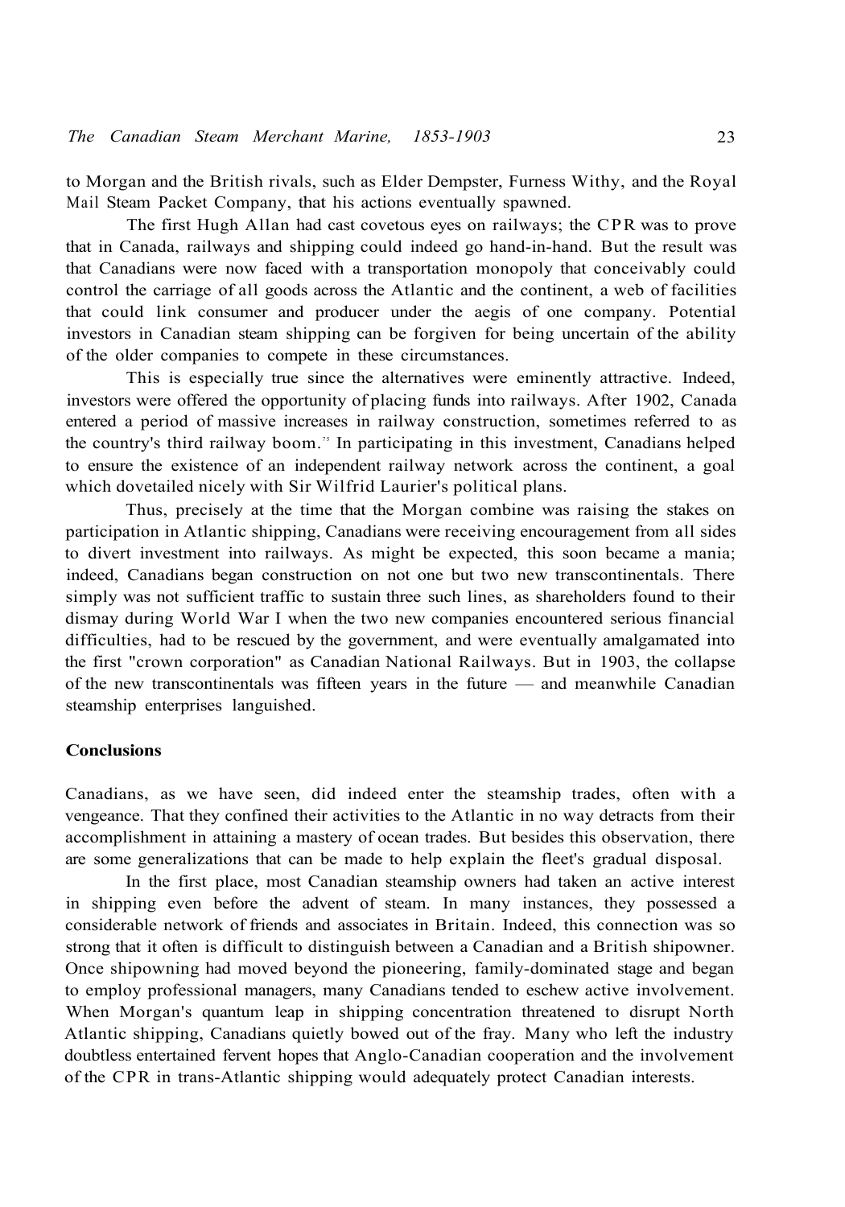to Morgan and the British rivals, such as Elder Dempster, Furness Withy, and the Royal Mail Steam Packet Company, that his actions eventually spawned.

The first Hugh Allan had cast covetous eyes on railways; the CPR was to prove that in Canada, railways and shipping could indeed go hand-in-hand. But the result was that Canadians were now faced with a transportation monopoly that conceivably could control the carriage of all goods across the Atlantic and the continent, a web of facilities that could link consumer and producer under the aegis of one company. Potential investors in Canadian steam shipping can be forgiven for being uncertain of the ability of the older companies to compete in these circumstances.

This is especially true since the alternatives were eminently attractive. Indeed, investors were offered the opportunity of placing funds into railways. After 1902, Canada entered a period of massive increases in railway construction, sometimes referred to as the country's third railway boom.[75] In participating in this investment, Canadians helped to ensure the existence of an independent railway network across the continent, a goal which dovetailed nicely with Sir Wilfrid Laurier's political plans.

Thus, precisely at the time that the Morgan combine was raising the stakes on participation in Atlantic shipping, Canadians were receiving encouragement from all sides to divert investment into railways. As might be expected, this soon became a mania; indeed, Canadians began construction on not one but two new transcontinentals. There simply was not sufficient traffic to sustain three such lines, as shareholders found to their dismay during World War I when the two new companies encountered serious financial difficulties, had to be rescued by the government, and were eventually amalgamated into the first "crown corporation" as Canadian National Railways. But in 1903, the collapse of the new transcontinentals was fifteen years in the future — and meanwhile Canadian steamship enterprises languished.

## Conclusions

Canadians, as we have seen, did indeed enter the steamship trades, often with a vengeance. That they confined their activities to the Atlantic in no way detracts from their accomplishment in attaining a mastery of ocean trades. But besides this observation, there are some generalizations that can be made to help explain the fleet's gradual disposal.

In the first place, most Canadian steamship owners had taken an active interest in shipping even before the advent of steam. In many instances, they possessed a considerable network of friends and associates in Britain. Indeed, this connection was so strong that it often is difficult to distinguish between a Canadian and a British shipowner. Once shipowning had moved beyond the pioneering, family-dominated stage and began to employ professional managers, many Canadians tended to eschew active involvement. When Morgan's quantum leap in shipping concentration threatened to disrupt North Atlantic shipping, Canadians quietly bowed out of the fray. Many who left the industry doubtless entertained fervent hopes that Anglo-Canadian cooperation and the involvement of the CPR in trans-Atlantic shipping would adequately protect Canadian interests.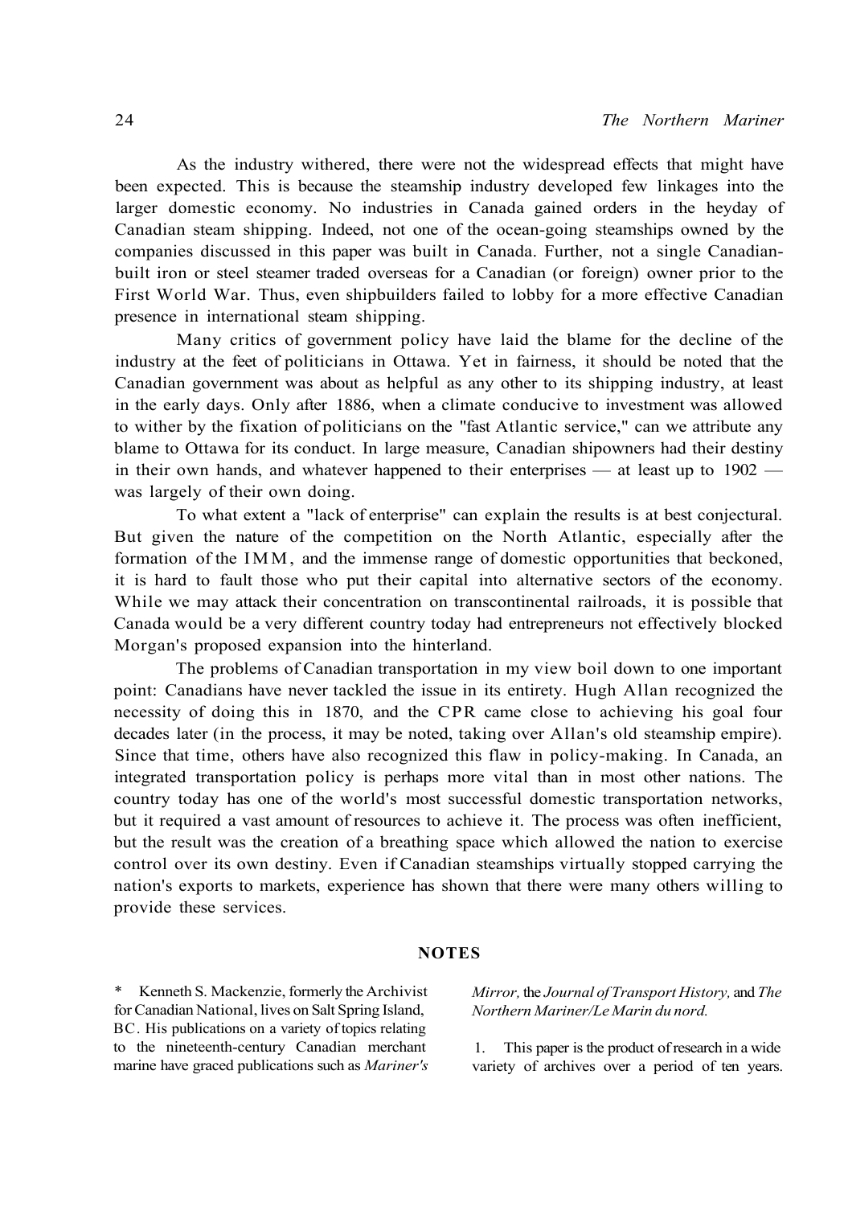As the industry withered, there were not the widespread effects that might have been expected. This is because the steamship industry developed few linkages into the larger domestic economy. No industries in Canada gained orders in the heyday of Canadian steam shipping. Indeed, not one of the ocean-going steamships owned by the companies discussed in this paper was built in Canada. Further, not a single Canadian-built iron or steel steamer traded overseas for a Canadian (or foreign) owner prior to the First World War. Thus, even shipbuilders failed to lobby for a more effective Canadian presence in international steam shipping.

Many critics of government policy have laid the blame for the decline of the industry at the feet of politicians in Ottawa. Yet in fairness, it should be noted that the Canadian government was about as helpful as any other to its shipping industry, at least in the early days. Only after 1886, when a climate conducive to investment was allowed to wither by the fixation of politicians on the "fast Atlantic service," can we attribute any blame to Ottawa for its conduct. In large measure, Canadian shipowners had their destiny in their own hands, and whatever happened to their enterprises — at least up to 1902 — was largely of their own doing.

To what extent a "lack of enterprise" can explain the results is at best conjectural. But given the nature of the competition on the North Atlantic, especially after the formation of the IMM, and the immense range of domestic opportunities that beckoned, it is hard to fault those who put their capital into alternative sectors of the economy. While we may attack their concentration on transcontinental railroads, it is possible that Canada would be a very different country today had entrepreneurs not effectively blocked Morgan's proposed expansion into the hinterland.

The problems of Canadian transportation in my view boil down to one important point: Canadians have never tackled the issue in its entirety. Hugh Allan recognized the necessity of doing this in 1870, and the CPR came close to achieving his goal four decades later (in the process, it may be noted, taking over Allan's old steamship empire). Since that time, others have also recognized this flaw in policy-making. In Canada, an integrated transportation policy is perhaps more vital than in most other nations. The country today has one of the world's most successful domestic transportation networks, but it required a vast amount of resources to achieve it. The process was often inefficient, but the result was the creation of a breathing space which allowed the nation to exercise control over its own destiny. Even if Canadian steamships virtually stopped carrying the nation's exports to markets, experience has shown that there were many others willing to provide these services.

## NOTES

\* Kenneth S. Mackenzie, formerly the Archivist for Canadian National, lives on Salt Spring Island, BC. His publications on a variety of topics relating to the nineteenth-century Canadian merchant marine have graced publications such as *Mariner's Mirror,* the *Journal of Transport History,* and *The Northern Mariner/Le Marin du nord.*

1. This paper is the product of research in a wide variety of archives over a period of ten years.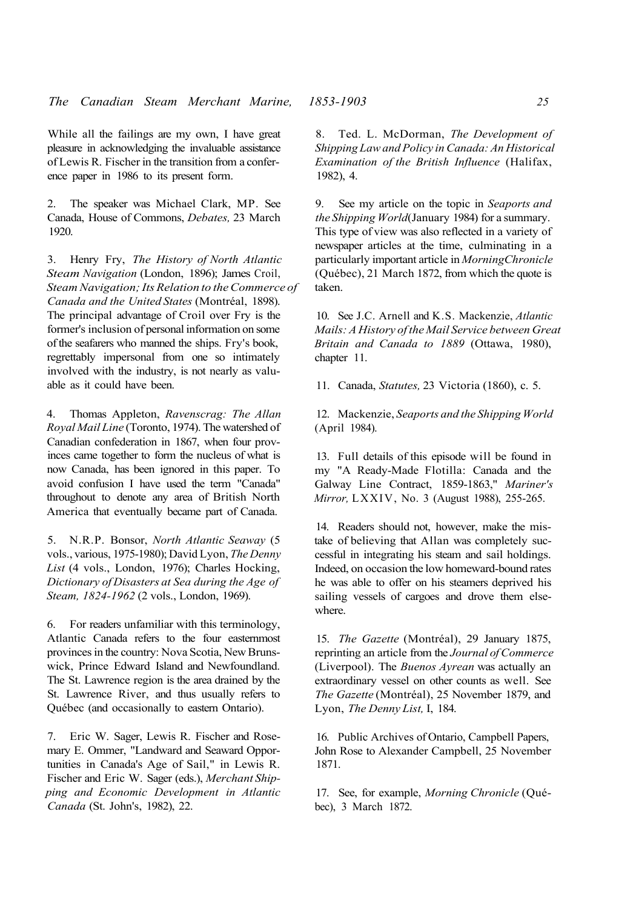While all the failings are my own, I have great pleasure in acknowledging the invaluable assistance of Lewis R. Fischer in the transition from a conference paper in 1986 to its present form.

2. The speaker was Michael Clark, MP. See Canada, House of Commons, *Debates,* 23 March 1920.

3. Henry Fry, *The History of North Atlantic Steam Navigation* (London, 1896); James Croil, *Steam Navigation; Its Relation to the Commerce of Canada and the United States* (Montréal, 1898). The principal advantage of Croil over Fry is the former's inclusion of personal information on some of the seafarers who manned the ships. Fry's book, regrettably impersonal from one so intimately involved with the industry, is not nearly as valuable as it could have been.

4. Thomas Appleton, *Ravenscrag: The Allan Royal Mail Line* (Toronto, 1974). The watershed of Canadian confederation in 1867, when four provinces came together to form the nucleus of what is now Canada, has been ignored in this paper. To avoid confusion I have used the term "Canada" throughout to denote any area of British North America that eventually became part of Canada.

5. N.R.P. Bonsor, *North Atlantic Seaway* (5 vols., various, 1975-1980); David Lyon, *The Denny List* (4 vols., London, 1976); Charles Hocking, *Dictionary of Disasters at Sea during the Age of Steam, 1824-1962* (2 vols., London, 1969).

6. For readers unfamiliar with this terminology, Atlantic Canada refers to the four easternmost provinces in the country: Nova Scotia, New Brunswick, Prince Edward Island and Newfoundland. The St. Lawrence region is the area drained by the St. Lawrence River, and thus usually refers to Québec (and occasionally to eastern Ontario).

7. Eric W. Sager, Lewis R. Fischer and Rosemary E. Ommer, "Landward and Seaward Opportunities in Canada's Age of Sail," in Lewis R. Fischer and Eric W. Sager (eds.), *Merchant Shipping and Economic Development in Atlantic Canada* (St. John's, 1982), 22.

8. Ted. L. McDorman, *The Development of Shipping Law and Policy in Canada: An Historical Examination of the British Influence* (Halifax, 1982), 4.

9. See my article on the topic in *Seaports and the Shipping World* (January 1984) for a summary. This type of view was also reflected in a variety of newspaper articles at the time, culminating in a particularly important article in *Morning Chronicle* (Québec), 21 March 1872, from which the quote is taken.

10. See J.C. Arnell and K.S. Mackenzie, *Atlantic Mails: A History of the Mail Service between Great Britain and Canada to 1889* (Ottawa, 1980), chapter 11.

11. Canada, *Statutes,* 23 Victoria (1860), c. 5.

12. Mackenzie, *Seaports and the Shipping World* (April 1984).

13. Full details of this episode will be found in my "A Ready-Made Flotilla: Canada and the Galway Line Contract, 1859-1863," *Mariner's Mirror,* LXXIV, No. 3 (August 1988), 255-265.

14. Readers should not, however, make the mistake of believing that Allan was completely successful in integrating his steam and sail holdings. Indeed, on occasion the low homeward-bound rates he was able to offer on his steamers deprived his sailing vessels of cargoes and drove them elsewhere.

15. *The Gazette* (Montréal), 29 January 1875, reprinting an article from the *Journal of Commerce* (Liverpool). The *Buenos Ayrean* was actually an extraordinary vessel on other counts as well. See *The Gazette* (Montréal), 25 November 1879, and Lyon, *The Denny List,* I, 184.

16. Public Archives of Ontario, Campbell Papers, John Rose to Alexander Campbell, 25 November 1871.

17. See, for example, *Morning Chronicle* (Québec), 3 March 1872.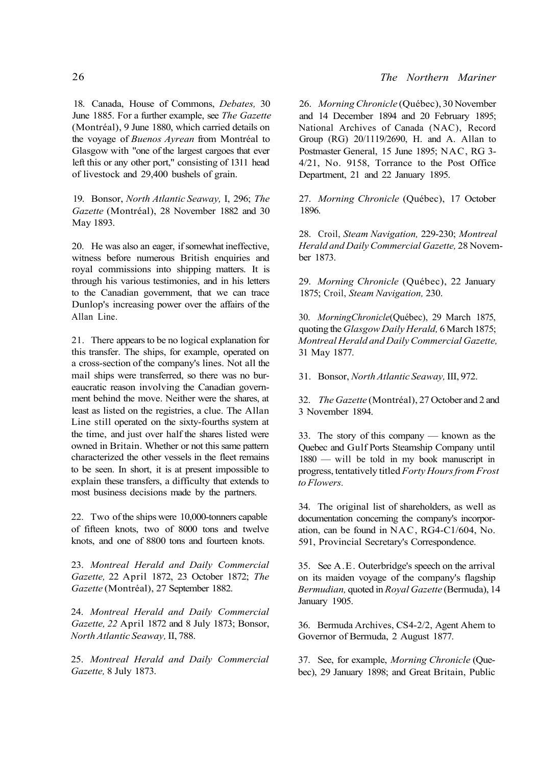18. Canada, House of Commons, *Debates,* 30 June 1885. For a further example, see *The Gazette* (Montréal), 9 June 1880, which carried details on the voyage of *Buenos Ayrean* from Montréal to Glasgow with "one of the largest cargoes that ever left this or any other port," consisting of 1311 head of livestock and 29,400 bushels of grain.

19. Bonsor, *North Atlantic Seaway,* I, 296; *The Gazette* (Montréal), 28 November 1882 and 30 May 1893.

20. He was also an eager, if somewhat ineffective, witness before numerous British enquiries and royal commissions into shipping matters. It is through his various testimonies, and in his letters to the Canadian government, that we can trace Dunlop's increasing power over the affairs of the Allan Line.

21. There appears to be no logical explanation for this transfer. The ships, for example, operated on a cross-section of the company's lines. Not all the mail ships were transferred, so there was no bureaucratic reason involving the Canadian government behind the move. Neither were the shares, at least as listed on the registries, a clue. The Allan Line still operated on the sixty-fourths system at the time, and just over half the shares listed were owned in Britain. Whether or not this same pattern characterized the other vessels in the fleet remains to be seen. In short, it is at present impossible to explain these transfers, a difficulty that extends to most business decisions made by the partners.

22. Two of the ships were 10,000-tonners capable of fifteen knots, two of 8000 tons and twelve knots, and one of 8800 tons and fourteen knots.

23. *Montreal Herald and Daily Commercial Gazette,* 22 April 1872, 23 October 1872; *The Gazette* (Montréal), 27 September 1882.

24. *Montreal Herald and Daily Commercial Gazette, 22* April 1872 and 8 July 1873; Bonsor, *North Atlantic Seaway,* II, 788.

25. *Montreal Herald and Daily Commercial Gazette,* 8 July 1873.

26. *Morning Chronicle* (Québec), 30 November and 14 December 1894 and 20 February 1895; National Archives of Canada (NAC), Record Group (RG) 20/1119/2690, H. and A. Allan to Postmaster General, 15 June 1895; NAC, RG 3-4/21, No. 9158, Torrance to the Post Office Department, 21 and 22 January 1895.

27. *Morning Chronicle* (Québec), 17 October 1896.

28. Croil, *Steam Navigation,* 229-230; *Montreal Herald and Daily Commercial Gazette,* 28 November 1873.

29. *Morning Chronicle* (Québec), 22 January 1875; Croil, *Steam Navigation,* 230.

30. *MorningChronicle*(Québec), 29 March 1875, quoting the *Glasgow Daily Herald,* 6 March 1875; *Montreal Herald and Daily Commercial Gazette,* 31 May 1877.

31. Bonsor, *North Atlantic Seaway,* III, 972.

32. *The Gazette* (Montréal), 27 October and 2 and 3 November 1894.

33. The story of this company — known as the Quebec and Gulf Ports Steamship Company until 1880 — will be told in my book manuscript in progress, tentatively titled *Forty Hours from Frost to Flowers.*

34. The original list of shareholders, as well as documentation concerning the company's incorporation, can be found in NAC, RG4-C1/604, No. 591, Provincial Secretary's Correspondence.

35. See A.E. Outerbridge's speech on the arrival on its maiden voyage of the company's flagship *Bermudian,* quoted in *Royal Gazette* (Bermuda), 14 January 1905.

36. Bermuda Archives, CS4-2/2, Agent Ahem to Governor of Bermuda, 2 August 1877.

37. See, for example, *Morning Chronicle* (Quebec), 29 January 1898; and Great Britain, Public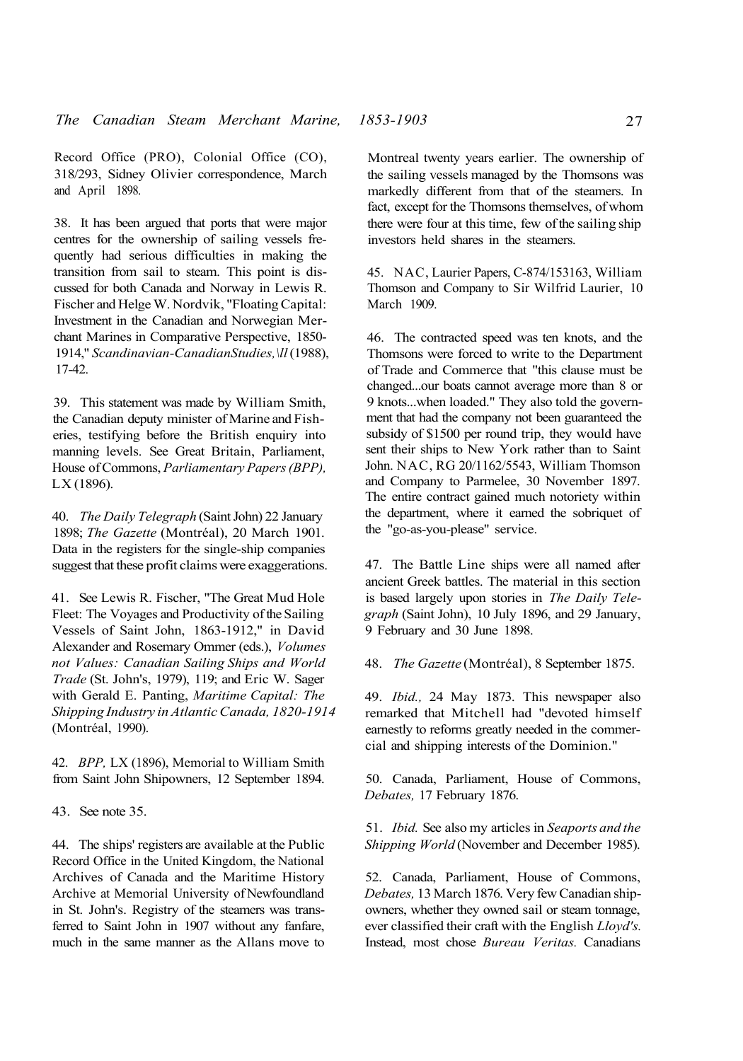Record Office (PRO), Colonial Office (CO), 318/293, Sidney Olivier correspondence, March and April 1898.

38. It has been argued that ports that were major centres for the ownership of sailing vessels frequently had serious difficulties in making the transition from sail to steam. This point is discussed for both Canada and Norway in Lewis R. Fischer and Helge W. Nordvik, "Floating Capital: Investment in the Canadian and Norwegian Merchant Marines in Comparative Perspective, 1850-1914," *Scandinavian-CanadianStudies,\ll* (1988), 17-42.

39. This statement was made by William Smith, the Canadian deputy minister of Marine and Fisheries, testifying before the British enquiry into manning levels. See Great Britain, Parliament, House of Commons, *Parliamentary Papers (BPP),* LX (1896).

40. *The Daily Telegraph* (Saint John) 22 January 1898; *The Gazette* (Montréal), 20 March 1901. Data in the registers for the single-ship companies suggest that these profit claims were exaggerations.

41. See Lewis R. Fischer, "The Great Mud Hole Fleet: The Voyages and Productivity of the Sailing Vessels of Saint John, 1863-1912," in David Alexander and Rosemary Ommer (eds.), *Volumes not Values: Canadian Sailing Ships and World Trade* (St. John's, 1979), 119; and Eric W. Sager with Gerald E. Panting, *Maritime Capital: The Shipping Industry in Atlantic Canada, 1820-1914* (Montréal, 1990).

42. *BPP,* LX (1896), Memorial to William Smith from Saint John Shipowners, 12 September 1894.

43. See note 35.

44. The ships' registers are available at the Public Record Office in the United Kingdom, the National Archives of Canada and the Maritime History Archive at Memorial University of Newfoundland in St. John's. Registry of the steamers was transferred to Saint John in 1907 without any fanfare, much in the same manner as the Allans move to Montreal twenty years earlier. The ownership of the sailing vessels managed by the Thomsons was markedly different from that of the steamers. In fact, except for the Thomsons themselves, of whom there were four at this time, few of the sailing ship investors held shares in the steamers.

45. NAC, Laurier Papers, C-874/153163, William Thomson and Company to Sir Wilfrid Laurier, 10 March 1909.

46. The contracted speed was ten knots, and the Thomsons were forced to write to the Department of Trade and Commerce that "this clause must be changed...our boats cannot average more than 8 or 9 knots...when loaded." They also told the government that had the company not been guaranteed the subsidy of $1500 per round trip, they would have sent their ships to New York rather than to Saint John. NAC, RG 20/1162/5543, William Thomson and Company to Parmelee, 30 November 1897. The entire contract gained much notoriety within the department, where it earned the sobriquet of the "go-as-you-please" service.

47. The Battle Line ships were all named after ancient Greek battles. The material in this section is based largely upon stories in *The Daily Telegraph* (Saint John), 10 July 1896, and 29 January, 9 February and 30 June 1898.

48. *The Gazette* (Montréal), 8 September 1875.

49. *Ibid.,* 24 May 1873. This newspaper also remarked that Mitchell had "devoted himself earnestly to reforms greatly needed in the commercial and shipping interests of the Dominion."

50. Canada, Parliament, House of Commons, *Debates,* 17 February 1876.

51. *Ibid.* See also my articles in *Seaports and the Shipping World* (November and December 1985).

52. Canada, Parliament, House of Commons, *Debates,* 13 March 1876. Very few Canadian shipowners, whether they owned sail or steam tonnage, ever classified their craft with the English *Lloyd's.* Instead, most chose *Bureau Veritas.* Canadians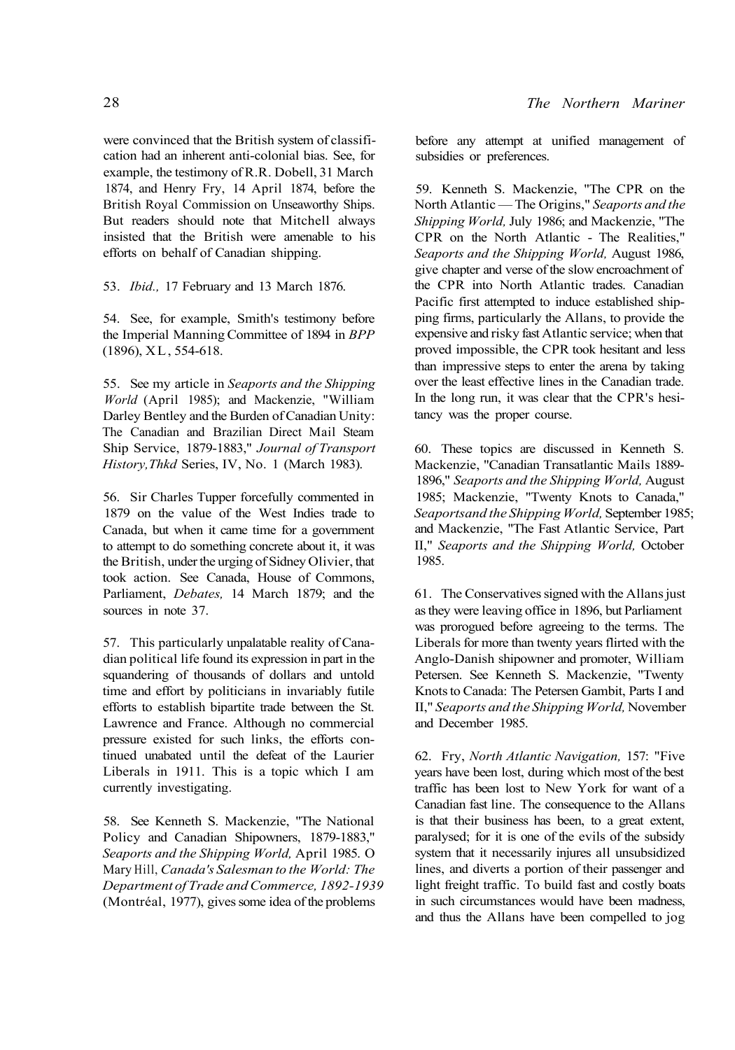were convinced that the British system of classification had an inherent anti-colonial bias. See, for example, the testimony of R.R. Dobell, 31 March 1874, and Henry Fry, 14 April 1874, before the British Royal Commission on Unseaworthy Ships. But readers should note that Mitchell always insisted that the British were amenable to his efforts on behalf of Canadian shipping.

53. *Ibid.,* 17 February and 13 March 1876.

54. See, for example, Smith's testimony before the Imperial Manning Committee of 1894 in *BPP* (1896), XL, 554-618.

55. See my article in *Seaports and the Shipping World* (April 1985); and Mackenzie, "William Darley Bentley and the Burden of Canadian Unity: The Canadian and Brazilian Direct Mail Steam Ship Service, 1879-1883," *Journal of Transport History,Thkd* Series, IV, No. 1 (March 1983).

56. Sir Charles Tupper forcefully commented in 1879 on the value of the West Indies trade to Canada, but when it came time for a government to attempt to do something concrete about it, it was the British, under the urging of Sidney Olivier, that took action. See Canada, House of Commons, Parliament, *Debates,* 14 March 1879; and the sources in note 37.

57. This particularly unpalatable reality of Canadian political life found its expression in part in the squandering of thousands of dollars and untold time and effort by politicians in invariably futile efforts to establish bipartite trade between the St. Lawrence and France. Although no commercial pressure existed for such links, the efforts continued unabated until the defeat of the Laurier Liberals in 1911. This is a topic which I am currently investigating.

58. See Kenneth S. Mackenzie, "The National Policy and Canadian Shipowners, 1879-1883," *Seaports and the Shipping World,* April 1985. O Mary Hill, *Canada's Salesman to the World: The Department of Trade and Commerce, 1892-1939* (Montréal, 1977), gives some idea of the problems before any attempt at unified management of subsidies or preferences.

59. Kenneth S. Mackenzie, "The CPR on the North Atlantic — The Origins," *Seaports and the Shipping World,* July 1986; and Mackenzie, "The CPR on the North Atlantic - The Realities," *Seaports and the Shipping World,* August 1986, give chapter and verse of the slow encroachment of the CPR into North Atlantic trades. Canadian Pacific first attempted to induce established shipping firms, particularly the Allans, to provide the expensive and risky fast Atlantic service; when that proved impossible, the CPR took hesitant and less than impressive steps to enter the arena by taking over the least effective lines in the Canadian trade. In the long run, it was clear that the CPR's hesitancy was the proper course.

60. These topics are discussed in Kenneth S. Mackenzie, "Canadian Transatlantic Mails 1889-1896," *Seaports and the Shipping World,* August 1985; Mackenzie, "Twenty Knots to Canada," *Seaportsand the Shipping World,* September 1985; and Mackenzie, "The Fast Atlantic Service, Part II," *Seaports and the Shipping World,* October 1985.

61. The Conservatives signed with the Allans just as they were leaving office in 1896, but Parliament was prorogued before agreeing to the terms. The Liberals for more than twenty years flirted with the Anglo-Danish shipowner and promoter, William Petersen. See Kenneth S. Mackenzie, "Twenty Knots to Canada: The Petersen Gambit, Parts I and II," *Seaports and the Shipping World,* November and December 1985.

62. Fry, *North Atlantic Navigation,* 157: "Five years have been lost, during which most of the best traffic has been lost to New York for want of a Canadian fast line. The consequence to the Allans is that their business has been, to a great extent, paralysed; for it is one of the evils of the subsidy system that it necessarily injures all unsubsidized lines, and diverts a portion of their passenger and light freight traffic. To build fast and costly boats in such circumstances would have been madness, and thus the Allans have been compelled to jog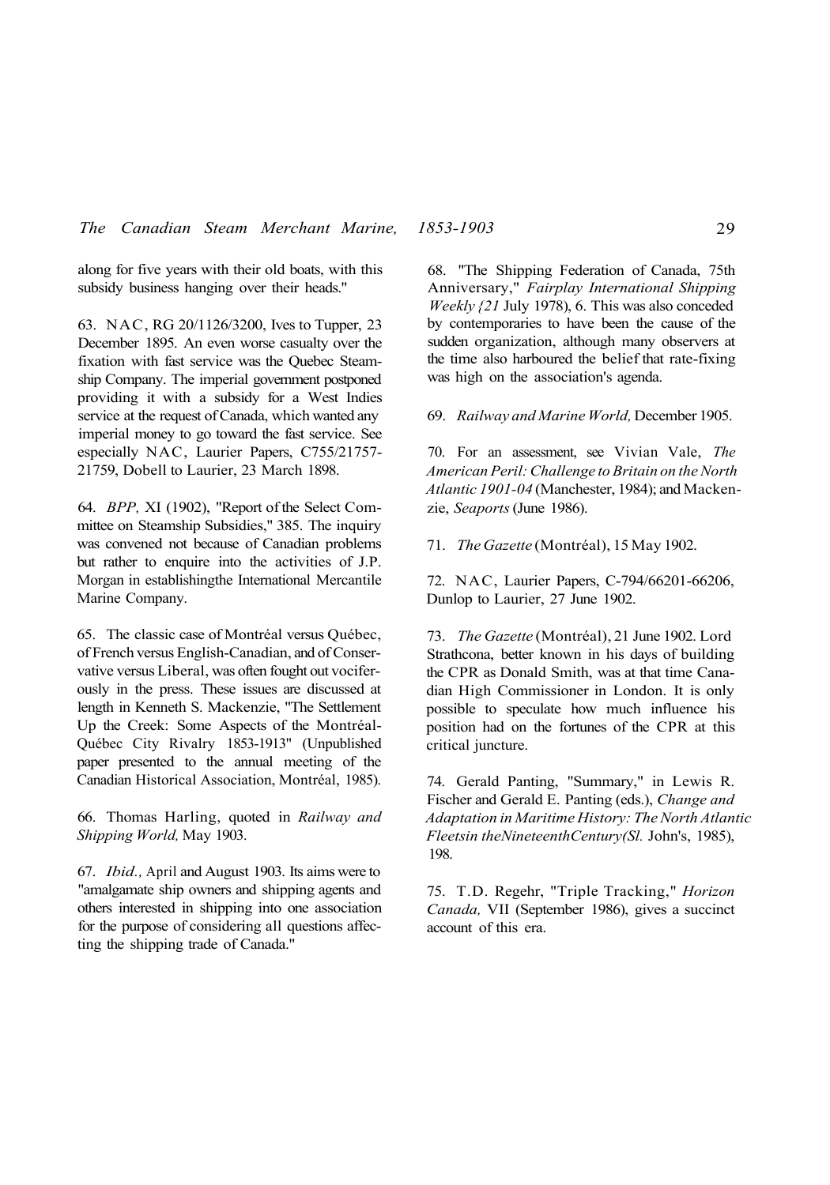along for five years with their old boats, with this subsidy business hanging over their heads."

63. NAC, RG 20/1126/3200, Ives to Tupper, 23 December 1895. An even worse casualty over the fixation with fast service was the Quebec Steamship Company. The imperial government postponed providing it with a subsidy for a West Indies service at the request of Canada, which wanted any imperial money to go toward the fast service. See especially NAC, Laurier Papers, C755/21757-21759, Dobell to Laurier, 23 March 1898.

64. *BPP,* XI (1902), "Report of the Select Committee on Steamship Subsidies," 385. The inquiry was convened not because of Canadian problems but rather to enquire into the activities of J.P. Morgan in establishingthe International Mercantile Marine Company.

65. The classic case of Montréal versus Québec, of French versus English-Canadian, and of Conservative versus Liberal, was often fought out vociferously in the press. These issues are discussed at length in Kenneth S. Mackenzie, "The Settlement Up the Creek: Some Aspects of the Montréal-Québec City Rivalry 1853-1913" (Unpublished paper presented to the annual meeting of the Canadian Historical Association, Montréal, 1985).

66. Thomas Harling, quoted in *Railway and Shipping World,* May 1903.

67. *Ibid.,* April and August 1903. Its aims were to "amalgamate ship owners and shipping agents and others interested in shipping into one association for the purpose of considering all questions affecting the shipping trade of Canada."

68. "The Shipping Federation of Canada, 75th Anniversary," *Fairplay International Shipping Weekly {21* July 1978), 6. This was also conceded by contemporaries to have been the cause of the sudden organization, although many observers at the time also harboured the belief that rate-fixing was high on the association's agenda.

69. *Railway and Marine World,* December 1905.

70. For an assessment, see Vivian Vale, *The American Peril: Challenge to Britain on the North Atlantic 1901-04* (Manchester, 1984); and Mackenzie, *Seaports* (June 1986).

71. *The Gazette* (Montréal), 15 May 1902.

72. NAC, Laurier Papers, C-794/66201-66206, Dunlop to Laurier, 27 June 1902.

73. *The Gazette* (Montréal), 21 June 1902. Lord Strathcona, better known in his days of building the CPR as Donald Smith, was at that time Canadian High Commissioner in London. It is only possible to speculate how much influence his position had on the fortunes of the CPR at this critical juncture.

74. Gerald Panting, "Summary," in Lewis R. Fischer and Gerald E. Panting (eds.), *Change and Adaptation in Maritime History: The North Atlantic Fleetsin theNineteenthCentury(Sl.* John's, 1985), 198.

75. T.D. Regehr, "Triple Tracking," *Horizon Canada,* VII (September 1986), gives a succinct account of this era.